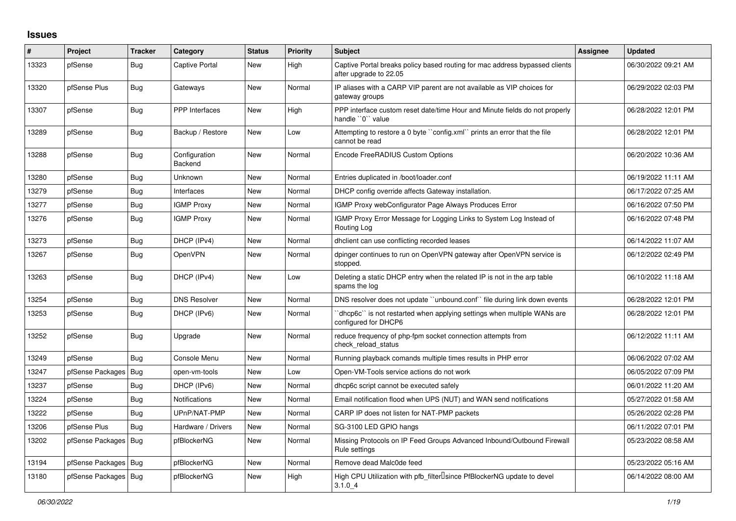# Issues

| # | Project | Tracker | Category | Status | Priority | Subject | Assignee | Updated |
|---|---|---|---|---|---|---|---|---|
| 13323 | pfSense | Bug | Captive Portal | New | High | Captive Portal breaks policy based routing for mac address bypassed clients after upgrade to 22.05 | | 06/30/2022 09:21 AM |
| 13320 | pfSense Plus | Bug | Gateways | New | Normal | IP aliases with a CARP VIP parent are not available as VIP choices for gateway groups | | 06/29/2022 02:03 PM |
| 13307 | pfSense | Bug | PPP Interfaces | New | High | PPP interface custom reset date/time Hour and Minute fields do not properly handle ``0`` value | | 06/28/2022 12:01 PM |
| 13289 | pfSense | Bug | Backup / Restore | New | Low | Attempting to restore a 0 byte ``config.xml`` prints an error that the file cannot be read | | 06/28/2022 12:01 PM |
| 13288 | pfSense | Bug | Configuration Backend | New | Normal | Encode FreeRADIUS Custom Options | | 06/20/2022 10:36 AM |
| 13280 | pfSense | Bug | Unknown | New | Normal | Entries duplicated in /boot/loader.conf | | 06/19/2022 11:11 AM |
| 13279 | pfSense | Bug | Interfaces | New | Normal | DHCP config override affects Gateway installation. | | 06/17/2022 07:25 AM |
| 13277 | pfSense | Bug | IGMP Proxy | New | Normal | IGMP Proxy webConfigurator Page Always Produces Error | | 06/16/2022 07:50 PM |
| 13276 | pfSense | Bug | IGMP Proxy | New | Normal | IGMP Proxy Error Message for Logging Links to System Log Instead of Routing Log | | 06/16/2022 07:48 PM |
| 13273 | pfSense | Bug | DHCP (IPv4) | New | Normal | dhclient can use conflicting recorded leases | | 06/14/2022 11:07 AM |
| 13267 | pfSense | Bug | OpenVPN | New | Normal | dpinger continues to run on OpenVPN gateway after OpenVPN service is stopped. | | 06/12/2022 02:49 PM |
| 13263 | pfSense | Bug | DHCP (IPv4) | New | Low | Deleting a static DHCP entry when the related IP is not in the arp table spams the log | | 06/10/2022 11:18 AM |
| 13254 | pfSense | Bug | DNS Resolver | New | Normal | DNS resolver does not update ``unbound.conf`` file during link down events | | 06/28/2022 12:01 PM |
| 13253 | pfSense | Bug | DHCP (IPv6) | New | Normal | ``dhcp6c`` is not restarted when applying settings when multiple WANs are configured for DHCP6 | | 06/28/2022 12:01 PM |
| 13252 | pfSense | Bug | Upgrade | New | Normal | reduce frequency of php-fpm socket connection attempts from check_reload_status | | 06/12/2022 11:11 AM |
| 13249 | pfSense | Bug | Console Menu | New | Normal | Running playback comands multiple times results in PHP error | | 06/06/2022 07:02 AM |
| 13247 | pfSense Packages | Bug | open-vm-tools | New | Low | Open-VM-Tools service actions do not work | | 06/05/2022 07:09 PM |
| 13237 | pfSense | Bug | DHCP (IPv6) | New | Normal | dhcp6c script cannot be executed safely | | 06/01/2022 11:20 AM |
| 13224 | pfSense | Bug | Notifications | New | Normal | Email notification flood when UPS (NUT) and WAN send notifications | | 05/27/2022 01:58 AM |
| 13222 | pfSense | Bug | UPnP/NAT-PMP | New | Normal | CARP IP does not listen for NAT-PMP packets | | 05/26/2022 02:28 PM |
| 13206 | pfSense Plus | Bug | Hardware / Drivers | New | Normal | SG-3100 LED GPIO hangs | | 06/11/2022 07:01 PM |
| 13202 | pfSense Packages | Bug | pfBlockerNG | New | Normal | Missing Protocols on IP Feed Groups Advanced Inbound/Outbound Firewall Rule settings | | 05/23/2022 08:58 AM |
| 13194 | pfSense Packages | Bug | pfBlockerNG | New | Normal | Remove dead Malc0de feed | | 05/23/2022 05:16 AM |
| 13180 | pfSense Packages | Bug | pfBlockerNG | New | High | High CPU Utilization with pfb_filter since PfBlockerNG update to devel 3.1.0_4 | | 06/14/2022 08:00 AM |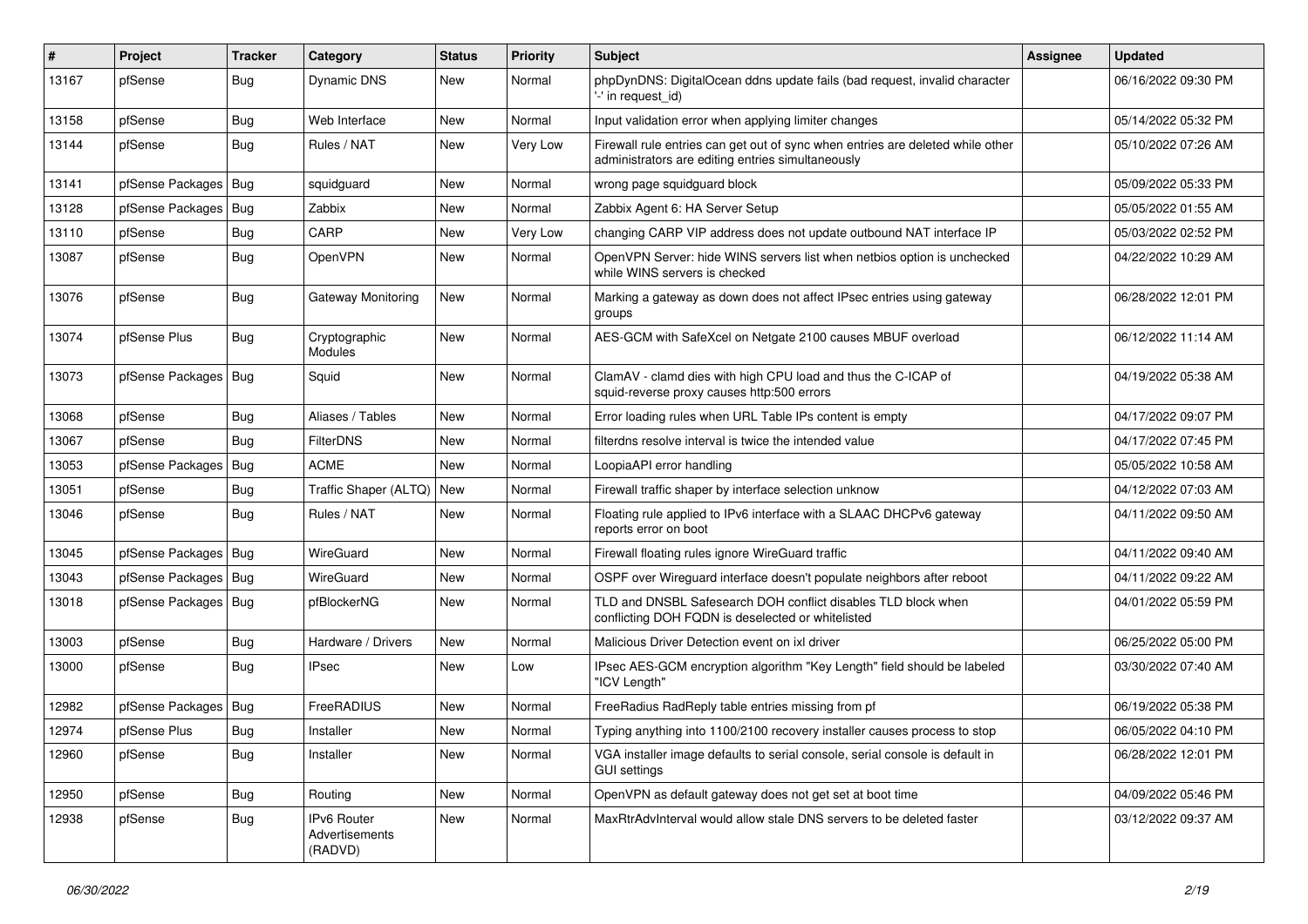| # | Project | Tracker | Category | Status | Priority | Subject | Assignee | Updated |
|---|---|---|---|---|---|---|---|---|
| 13167 | pfSense | Bug | Dynamic DNS | New | Normal | phpDynDNS: DigitalOcean ddns update fails (bad request, invalid character '-' in request_id) | | 06/16/2022 09:30 PM |
| 13158 | pfSense | Bug | Web Interface | New | Normal | Input validation error when applying limiter changes | | 05/14/2022 05:32 PM |
| 13144 | pfSense | Bug | Rules / NAT | New | Very Low | Firewall rule entries can get out of sync when entries are deleted while other administrators are editing entries simultaneously | | 05/10/2022 07:26 AM |
| 13141 | pfSense Packages | Bug | squidguard | New | Normal | wrong page squidguard block | | 05/09/2022 05:33 PM |
| 13128 | pfSense Packages | Bug | Zabbix | New | Normal | Zabbix Agent 6: HA Server Setup | | 05/05/2022 01:55 AM |
| 13110 | pfSense | Bug | CARP | New | Very Low | changing CARP VIP address does not update outbound NAT interface IP | | 05/03/2022 02:52 PM |
| 13087 | pfSense | Bug | OpenVPN | New | Normal | OpenVPN Server: hide WINS servers list when netbios option is unchecked while WINS servers is checked | | 04/22/2022 10:29 AM |
| 13076 | pfSense | Bug | Gateway Monitoring | New | Normal | Marking a gateway as down does not affect IPsec entries using gateway groups | | 06/28/2022 12:01 PM |
| 13074 | pfSense Plus | Bug | Cryptographic Modules | New | Normal | AES-GCM with SafeXcel on Netgate 2100 causes MBUF overload | | 06/12/2022 11:14 AM |
| 13073 | pfSense Packages | Bug | Squid | New | Normal | ClamAV - clamd dies with high CPU load and thus the C-ICAP of squid-reverse proxy causes http:500 errors | | 04/19/2022 05:38 AM |
| 13068 | pfSense | Bug | Aliases / Tables | New | Normal | Error loading rules when URL Table IPs content is empty | | 04/17/2022 09:07 PM |
| 13067 | pfSense | Bug | FilterDNS | New | Normal | filterdns resolve interval is twice the intended value | | 04/17/2022 07:45 PM |
| 13053 | pfSense Packages | Bug | ACME | New | Normal | LoopiaAPI error handling | | 05/05/2022 10:58 AM |
| 13051 | pfSense | Bug | Traffic Shaper (ALTQ) | New | Normal | Firewall traffic shaper by interface selection unknow | | 04/12/2022 07:03 AM |
| 13046 | pfSense | Bug | Rules / NAT | New | Normal | Floating rule applied to IPv6 interface with a SLAAC DHCPv6 gateway reports error on boot | | 04/11/2022 09:50 AM |
| 13045 | pfSense Packages | Bug | WireGuard | New | Normal | Firewall floating rules ignore WireGuard traffic | | 04/11/2022 09:40 AM |
| 13043 | pfSense Packages | Bug | WireGuard | New | Normal | OSPF over Wireguard interface doesn't populate neighbors after reboot | | 04/11/2022 09:22 AM |
| 13018 | pfSense Packages | Bug | pfBlockerNG | New | Normal | TLD and DNSBL Safesearch DOH conflict disables TLD block when conflicting DOH FQDN is deselected or whitelisted | | 04/01/2022 05:59 PM |
| 13003 | pfSense | Bug | Hardware / Drivers | New | Normal | Malicious Driver Detection event on ixl driver | | 06/25/2022 05:00 PM |
| 13000 | pfSense | Bug | IPsec | New | Low | IPsec AES-GCM encryption algorithm "Key Length" field should be labeled "ICV Length" | | 03/30/2022 07:40 AM |
| 12982 | pfSense Packages | Bug | FreeRADIUS | New | Normal | FreeRadius RadReply table entries missing from pf | | 06/19/2022 05:38 PM |
| 12974 | pfSense Plus | Bug | Installer | New | Normal | Typing anything into 1100/2100 recovery installer causes process to stop | | 06/05/2022 04:10 PM |
| 12960 | pfSense | Bug | Installer | New | Normal | VGA installer image defaults to serial console, serial console is default in GUI settings | | 06/28/2022 12:01 PM |
| 12950 | pfSense | Bug | Routing | New | Normal | OpenVPN as default gateway does not get set at boot time | | 04/09/2022 05:46 PM |
| 12938 | pfSense | Bug | IPv6 Router Advertisements (RADVD) | New | Normal | MaxRtrAdvInterval would allow stale DNS servers to be deleted faster | | 03/12/2022 09:37 AM |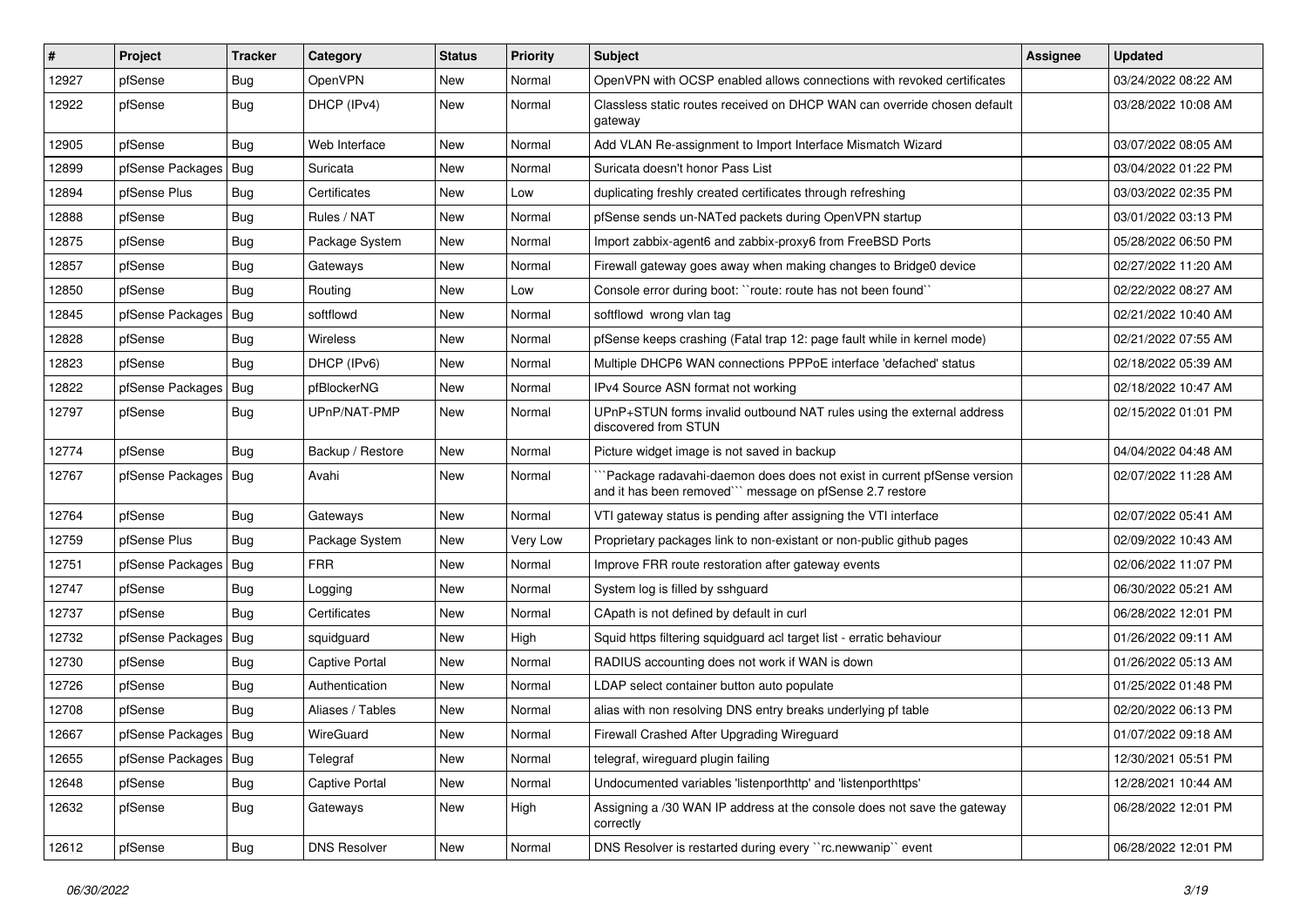| # | Project | Tracker | Category | Status | Priority | Subject | Assignee | Updated |
|---|---|---|---|---|---|---|---|---|
| 12927 | pfSense | Bug | OpenVPN | New | Normal | OpenVPN with OCSP enabled allows connections with revoked certificates | | 03/24/2022 08:22 AM |
| 12922 | pfSense | Bug | DHCP (IPv4) | New | Normal | Classless static routes received on DHCP WAN can override chosen default gateway | | 03/28/2022 10:08 AM |
| 12905 | pfSense | Bug | Web Interface | New | Normal | Add VLAN Re-assignment to Import Interface Mismatch Wizard | | 03/07/2022 08:05 AM |
| 12899 | pfSense Packages | Bug | Suricata | New | Normal | Suricata doesn't honor Pass List | | 03/04/2022 01:22 PM |
| 12894 | pfSense Plus | Bug | Certificates | New | Low | duplicating freshly created certificates through refreshing | | 03/03/2022 02:35 PM |
| 12888 | pfSense | Bug | Rules / NAT | New | Normal | pfSense sends un-NATed packets during OpenVPN startup | | 03/01/2022 03:13 PM |
| 12875 | pfSense | Bug | Package System | New | Normal | Import zabbix-agent6 and zabbix-proxy6 from FreeBSD Ports | | 05/28/2022 06:50 PM |
| 12857 | pfSense | Bug | Gateways | New | Normal | Firewall gateway goes away when making changes to Bridge0 device | | 02/27/2022 11:20 AM |
| 12850 | pfSense | Bug | Routing | New | Low | Console error during boot: ``route: route has not been found`` | | 02/22/2022 08:27 AM |
| 12845 | pfSense Packages | Bug | softflowd | New | Normal | softflowd wrong vlan tag | | 02/21/2022 10:40 AM |
| 12828 | pfSense | Bug | Wireless | New | Normal | pfSense keeps crashing (Fatal trap 12: page fault while in kernel mode) | | 02/21/2022 07:55 AM |
| 12823 | pfSense | Bug | DHCP (IPv6) | New | Normal | Multiple DHCP6 WAN connections PPPoE interface 'defached' status | | 02/18/2022 05:39 AM |
| 12822 | pfSense Packages | Bug | pfBlockerNG | New | Normal | IPv4 Source ASN format not working | | 02/18/2022 10:47 AM |
| 12797 | pfSense | Bug | UPnP/NAT-PMP | New | Normal | UPnP+STUN forms invalid outbound NAT rules using the external address discovered from STUN | | 02/15/2022 01:01 PM |
| 12774 | pfSense | Bug | Backup / Restore | New | Normal | Picture widget image is not saved in backup | | 04/04/2022 04:48 AM |
| 12767 | pfSense Packages | Bug | Avahi | New | Normal | ```Package radavahi-daemon does does not exist in current pfSense version and it has been removed``` message on pfSense 2.7 restore | | 02/07/2022 11:28 AM |
| 12764 | pfSense | Bug | Gateways | New | Normal | VTI gateway status is pending after assigning the VTI interface | | 02/07/2022 05:41 AM |
| 12759 | pfSense Plus | Bug | Package System | New | Very Low | Proprietary packages link to non-existant or non-public github pages | | 02/09/2022 10:43 AM |
| 12751 | pfSense Packages | Bug | FRR | New | Normal | Improve FRR route restoration after gateway events | | 02/06/2022 11:07 PM |
| 12747 | pfSense | Bug | Logging | New | Normal | System log is filled by sshguard | | 06/30/2022 05:21 AM |
| 12737 | pfSense | Bug | Certificates | New | Normal | CApath is not defined by default in curl | | 06/28/2022 12:01 PM |
| 12732 | pfSense Packages | Bug | squidguard | New | High | Squid https filtering squidguard acl target list - erratic behaviour | | 01/26/2022 09:11 AM |
| 12730 | pfSense | Bug | Captive Portal | New | Normal | RADIUS accounting does not work if WAN is down | | 01/26/2022 05:13 AM |
| 12726 | pfSense | Bug | Authentication | New | Normal | LDAP select container button auto populate | | 01/25/2022 01:48 PM |
| 12708 | pfSense | Bug | Aliases / Tables | New | Normal | alias with non resolving DNS entry breaks underlying pf table | | 02/20/2022 06:13 PM |
| 12667 | pfSense Packages | Bug | WireGuard | New | Normal | Firewall Crashed After Upgrading Wireguard | | 01/07/2022 09:18 AM |
| 12655 | pfSense Packages | Bug | Telegraf | New | Normal | telegraf, wireguard plugin failing | | 12/30/2021 05:51 PM |
| 12648 | pfSense | Bug | Captive Portal | New | Normal | Undocumented variables 'listenporthttp' and 'listenporthttps' | | 12/28/2021 10:44 AM |
| 12632 | pfSense | Bug | Gateways | New | High | Assigning a /30 WAN IP address at the console does not save the gateway correctly | | 06/28/2022 12:01 PM |
| 12612 | pfSense | Bug | DNS Resolver | New | Normal | DNS Resolver is restarted during every ``rc.newwanip`` event | | 06/28/2022 12:01 PM |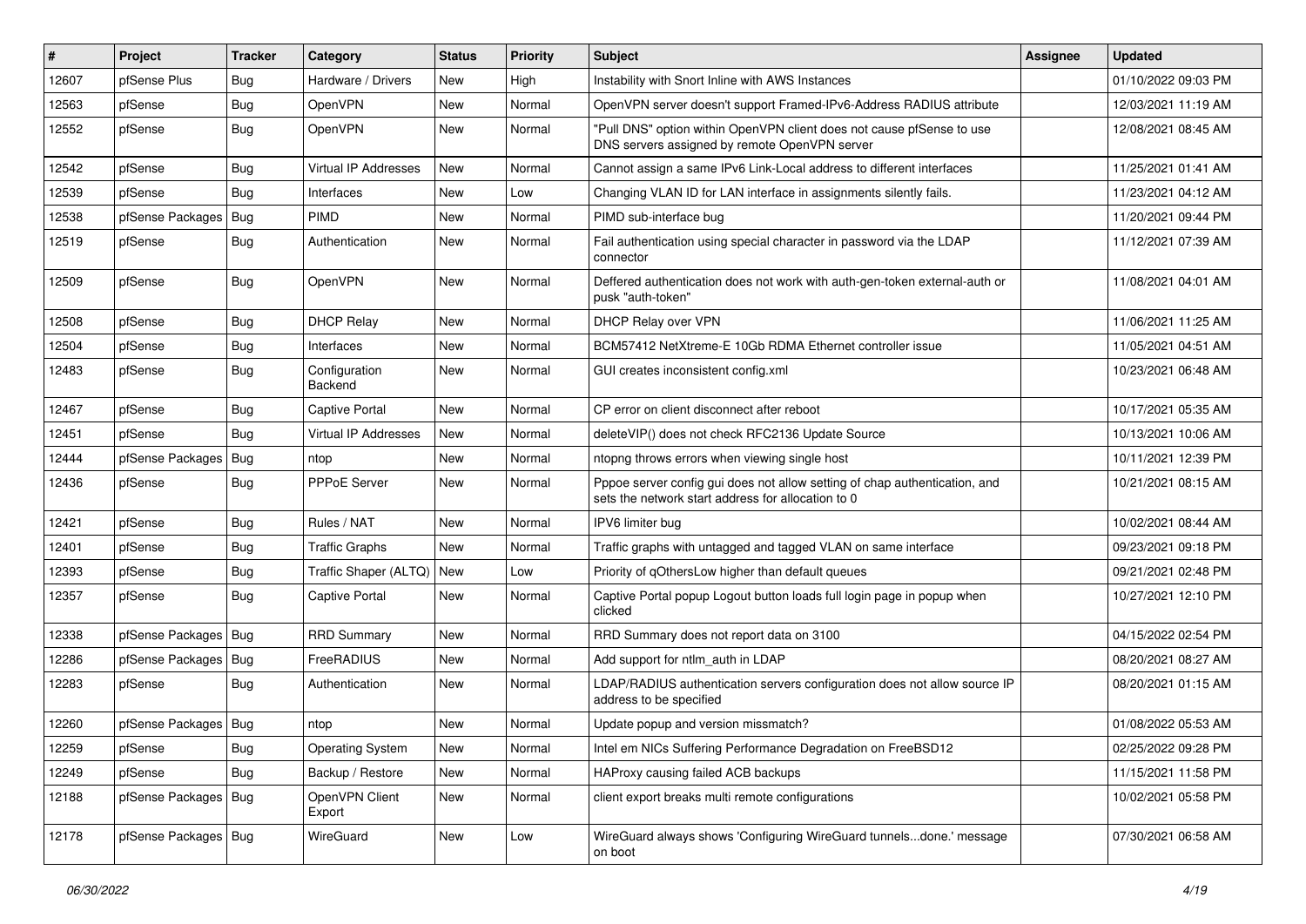| # | Project | Tracker | Category | Status | Priority | Subject | Assignee | Updated |
|---|---|---|---|---|---|---|---|---|
| 12607 | pfSense Plus | Bug | Hardware / Drivers | New | High | Instability with Snort Inline with AWS Instances | | 01/10/2022 09:03 PM |
| 12563 | pfSense | Bug | OpenVPN | New | Normal | OpenVPN server doesn't support Framed-IPv6-Address RADIUS attribute | | 12/03/2021 11:19 AM |
| 12552 | pfSense | Bug | OpenVPN | New | Normal | "Pull DNS" option within OpenVPN client does not cause pfSense to use DNS servers assigned by remote OpenVPN server | | 12/08/2021 08:45 AM |
| 12542 | pfSense | Bug | Virtual IP Addresses | New | Normal | Cannot assign a same IPv6 Link-Local address to different interfaces | | 11/25/2021 01:41 AM |
| 12539 | pfSense | Bug | Interfaces | New | Low | Changing VLAN ID for LAN interface in assignments silently fails. | | 11/23/2021 04:12 AM |
| 12538 | pfSense Packages | Bug | PIMD | New | Normal | PIMD sub-interface bug | | 11/20/2021 09:44 PM |
| 12519 | pfSense | Bug | Authentication | New | Normal | Fail authentication using special character in password via the LDAP connector | | 11/12/2021 07:39 AM |
| 12509 | pfSense | Bug | OpenVPN | New | Normal | Deffered authentication does not work with auth-gen-token external-auth or pusk "auth-token" | | 11/08/2021 04:01 AM |
| 12508 | pfSense | Bug | DHCP Relay | New | Normal | DHCP Relay over VPN | | 11/06/2021 11:25 AM |
| 12504 | pfSense | Bug | Interfaces | New | Normal | BCM57412 NetXtreme-E 10Gb RDMA Ethernet controller issue | | 11/05/2021 04:51 AM |
| 12483 | pfSense | Bug | Configuration Backend | New | Normal | GUI creates inconsistent config.xml | | 10/23/2021 06:48 AM |
| 12467 | pfSense | Bug | Captive Portal | New | Normal | CP error on client disconnect after reboot | | 10/17/2021 05:35 AM |
| 12451 | pfSense | Bug | Virtual IP Addresses | New | Normal | deleteVIP() does not check RFC2136 Update Source | | 10/13/2021 10:06 AM |
| 12444 | pfSense Packages | Bug | ntop | New | Normal | ntopng throws errors when viewing single host | | 10/11/2021 12:39 PM |
| 12436 | pfSense | Bug | PPPoE Server | New | Normal | Pppoe server config gui does not allow setting of chap authentication, and sets the network start address for allocation to 0 | | 10/21/2021 08:15 AM |
| 12421 | pfSense | Bug | Rules / NAT | New | Normal | IPV6 limiter bug | | 10/02/2021 08:44 AM |
| 12401 | pfSense | Bug | Traffic Graphs | New | Normal | Traffic graphs with untagged and tagged VLAN on same interface | | 09/23/2021 09:18 PM |
| 12393 | pfSense | Bug | Traffic Shaper (ALTQ) | New | Low | Priority of qOthersLow higher than default queues | | 09/21/2021 02:48 PM |
| 12357 | pfSense | Bug | Captive Portal | New | Normal | Captive Portal popup Logout button loads full login page in popup when clicked | | 10/27/2021 12:10 PM |
| 12338 | pfSense Packages | Bug | RRD Summary | New | Normal | RRD Summary does not report data on 3100 | | 04/15/2022 02:54 PM |
| 12286 | pfSense Packages | Bug | FreeRADIUS | New | Normal | Add support for ntlm_auth in LDAP | | 08/20/2021 08:27 AM |
| 12283 | pfSense | Bug | Authentication | New | Normal | LDAP/RADIUS authentication servers configuration does not allow source IP address to be specified | | 08/20/2021 01:15 AM |
| 12260 | pfSense Packages | Bug | ntop | New | Normal | Update popup and version missmatch? | | 01/08/2022 05:53 AM |
| 12259 | pfSense | Bug | Operating System | New | Normal | Intel em NICs Suffering Performance Degradation on FreeBSD12 | | 02/25/2022 09:28 PM |
| 12249 | pfSense | Bug | Backup / Restore | New | Normal | HAProxy causing failed ACB backups | | 11/15/2021 11:58 PM |
| 12188 | pfSense Packages | Bug | OpenVPN Client Export | New | Normal | client export breaks multi remote configurations | | 10/02/2021 05:58 PM |
| 12178 | pfSense Packages | Bug | WireGuard | New | Low | WireGuard always shows 'Configuring WireGuard tunnels...done.' message on boot | | 07/30/2021 06:58 AM |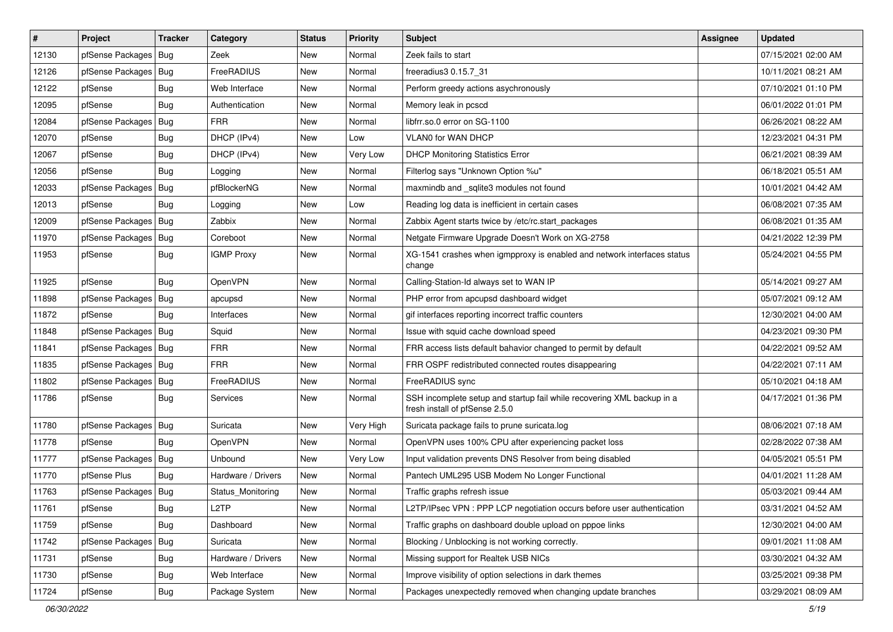| # | Project | Tracker | Category | Status | Priority | Subject | Assignee | Updated |
|---|---|---|---|---|---|---|---|---|
| 12130 | pfSense Packages | Bug | Zeek | New | Normal | Zeek fails to start | | 07/15/2021 02:00 AM |
| 12126 | pfSense Packages | Bug | FreeRADIUS | New | Normal | freeradius3 0.15.7_31 | | 10/11/2021 08:21 AM |
| 12122 | pfSense | Bug | Web Interface | New | Normal | Perform greedy actions asychronously | | 07/10/2021 01:10 PM |
| 12095 | pfSense | Bug | Authentication | New | Normal | Memory leak in pcscd | | 06/01/2022 01:01 PM |
| 12084 | pfSense Packages | Bug | FRR | New | Normal | libfrr.so.0 error on SG-1100 | | 06/26/2021 08:22 AM |
| 12070 | pfSense | Bug | DHCP (IPv4) | New | Low | VLAN0 for WAN DHCP | | 12/23/2021 04:31 PM |
| 12067 | pfSense | Bug | DHCP (IPv4) | New | Very Low | DHCP Monitoring Statistics Error | | 06/21/2021 08:39 AM |
| 12056 | pfSense | Bug | Logging | New | Normal | Filterlog says "Unknown Option %u" | | 06/18/2021 05:51 AM |
| 12033 | pfSense Packages | Bug | pfBlockerNG | New | Normal | maxmindb and _sqlite3 modules not found | | 10/01/2021 04:42 AM |
| 12013 | pfSense | Bug | Logging | New | Low | Reading log data is inefficient in certain cases | | 06/08/2021 07:35 AM |
| 12009 | pfSense Packages | Bug | Zabbix | New | Normal | Zabbix Agent starts twice by /etc/rc.start_packages | | 06/08/2021 01:35 AM |
| 11970 | pfSense Packages | Bug | Coreboot | New | Normal | Netgate Firmware Upgrade Doesn't Work on XG-2758 | | 04/21/2022 12:39 PM |
| 11953 | pfSense | Bug | IGMP Proxy | New | Normal | XG-1541 crashes when igmpproxy is enabled and network interfaces status change | | 05/24/2021 04:55 PM |
| 11925 | pfSense | Bug | OpenVPN | New | Normal | Calling-Station-Id always set to WAN IP | | 05/14/2021 09:27 AM |
| 11898 | pfSense Packages | Bug | apcupsd | New | Normal | PHP error from apcupsd dashboard widget | | 05/07/2021 09:12 AM |
| 11872 | pfSense | Bug | Interfaces | New | Normal | gif interfaces reporting incorrect traffic counters | | 12/30/2021 04:00 AM |
| 11848 | pfSense Packages | Bug | Squid | New | Normal | Issue with squid cache download speed | | 04/23/2021 09:30 PM |
| 11841 | pfSense Packages | Bug | FRR | New | Normal | FRR access lists default bahavior changed to permit by default | | 04/22/2021 09:52 AM |
| 11835 | pfSense Packages | Bug | FRR | New | Normal | FRR OSPF redistributed connected routes disappearing | | 04/22/2021 07:11 AM |
| 11802 | pfSense Packages | Bug | FreeRADIUS | New | Normal | FreeRADIUS sync | | 05/10/2021 04:18 AM |
| 11786 | pfSense | Bug | Services | New | Normal | SSH incomplete setup and startup fail while recovering XML backup in a fresh install of pfSense 2.5.0 | | 04/17/2021 01:36 PM |
| 11780 | pfSense Packages | Bug | Suricata | New | Very High | Suricata package fails to prune suricata.log | | 08/06/2021 07:18 AM |
| 11778 | pfSense | Bug | OpenVPN | New | Normal | OpenVPN uses 100% CPU after experiencing packet loss | | 02/28/2022 07:38 AM |
| 11777 | pfSense Packages | Bug | Unbound | New | Very Low | Input validation prevents DNS Resolver from being disabled | | 04/05/2021 05:51 PM |
| 11770 | pfSense Plus | Bug | Hardware / Drivers | New | Normal | Pantech UML295 USB Modem No Longer Functional | | 04/01/2021 11:28 AM |
| 11763 | pfSense Packages | Bug | Status_Monitoring | New | Normal | Traffic graphs refresh issue | | 05/03/2021 09:44 AM |
| 11761 | pfSense | Bug | L2TP | New | Normal | L2TP/IPsec VPN : PPP LCP negotiation occurs before user authentication | | 03/31/2021 04:52 AM |
| 11759 | pfSense | Bug | Dashboard | New | Normal | Traffic graphs on dashboard double upload on pppoe links | | 12/30/2021 04:00 AM |
| 11742 | pfSense Packages | Bug | Suricata | New | Normal | Blocking / Unblocking is not working correctly. | | 09/01/2021 11:08 AM |
| 11731 | pfSense | Bug | Hardware / Drivers | New | Normal | Missing support for Realtek USB NICs | | 03/30/2021 04:32 AM |
| 11730 | pfSense | Bug | Web Interface | New | Normal | Improve visibility of option selections in dark themes | | 03/25/2021 09:38 PM |
| 11724 | pfSense | Bug | Package System | New | Normal | Packages unexpectedly removed when changing update branches | | 03/29/2021 08:09 AM |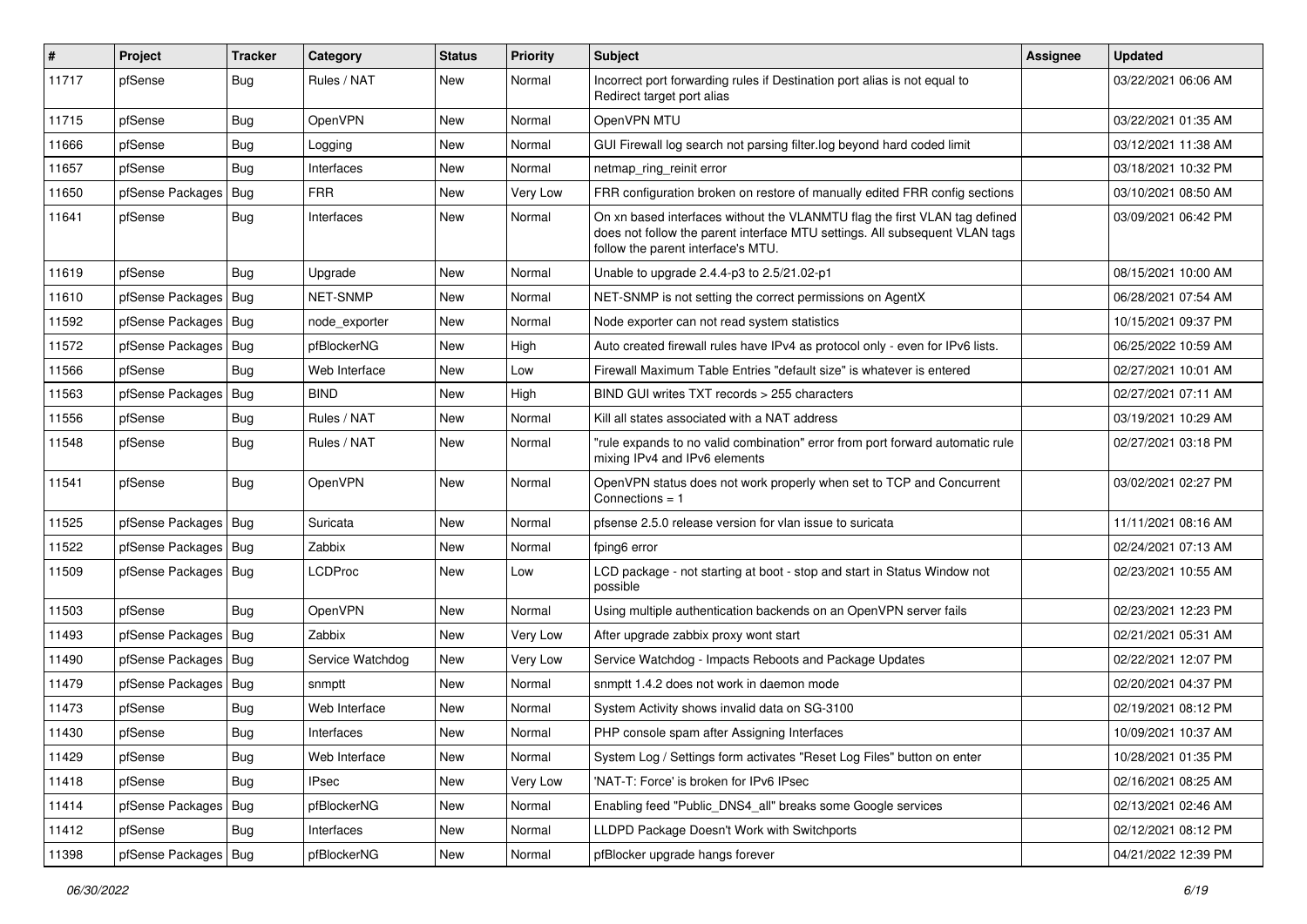| # | Project | Tracker | Category | Status | Priority | Subject | Assignee | Updated |
|---|---|---|---|---|---|---|---|---|
| 11717 | pfSense | Bug | Rules / NAT | New | Normal | Incorrect port forwarding rules if Destination port alias is not equal to Redirect target port alias | | 03/22/2021 06:06 AM |
| 11715 | pfSense | Bug | OpenVPN | New | Normal | OpenVPN MTU | | 03/22/2021 01:35 AM |
| 11666 | pfSense | Bug | Logging | New | Normal | GUI Firewall log search not parsing filter.log beyond hard coded limit | | 03/12/2021 11:38 AM |
| 11657 | pfSense | Bug | Interfaces | New | Normal | netmap_ring_reinit error | | 03/18/2021 10:32 PM |
| 11650 | pfSense Packages | Bug | FRR | New | Very Low | FRR configuration broken on restore of manually edited FRR config sections | | 03/10/2021 08:50 AM |
| 11641 | pfSense | Bug | Interfaces | New | Normal | On xn based interfaces without the VLANMTU flag the first VLAN tag defined does not follow the parent interface MTU settings. All subsequent VLAN tags follow the parent interface's MTU. | | 03/09/2021 06:42 PM |
| 11619 | pfSense | Bug | Upgrade | New | Normal | Unable to upgrade 2.4.4-p3 to 2.5/21.02-p1 | | 08/15/2021 10:00 AM |
| 11610 | pfSense Packages | Bug | NET-SNMP | New | Normal | NET-SNMP is not setting the correct permissions on AgentX | | 06/28/2021 07:54 AM |
| 11592 | pfSense Packages | Bug | node_exporter | New | Normal | Node exporter can not read system statistics | | 10/15/2021 09:37 PM |
| 11572 | pfSense Packages | Bug | pfBlockerNG | New | High | Auto created firewall rules have IPv4 as protocol only - even for IPv6 lists. | | 06/25/2022 10:59 AM |
| 11566 | pfSense | Bug | Web Interface | New | Low | Firewall Maximum Table Entries "default size" is whatever is entered | | 02/27/2021 10:01 AM |
| 11563 | pfSense Packages | Bug | BIND | New | High | BIND GUI writes TXT records > 255 characters | | 02/27/2021 07:11 AM |
| 11556 | pfSense | Bug | Rules / NAT | New | Normal | Kill all states associated with a NAT address | | 03/19/2021 10:29 AM |
| 11548 | pfSense | Bug | Rules / NAT | New | Normal | "rule expands to no valid combination" error from port forward automatic rule mixing IPv4 and IPv6 elements | | 02/27/2021 03:18 PM |
| 11541 | pfSense | Bug | OpenVPN | New | Normal | OpenVPN status does not work properly when set to TCP and Concurrent Connections = 1 | | 03/02/2021 02:27 PM |
| 11525 | pfSense Packages | Bug | Suricata | New | Normal | pfsense 2.5.0 release version for vlan issue to suricata | | 11/11/2021 08:16 AM |
| 11522 | pfSense Packages | Bug | Zabbix | New | Normal | fping6 error | | 02/24/2021 07:13 AM |
| 11509 | pfSense Packages | Bug | LCDProc | New | Low | LCD package - not starting at boot - stop and start in Status Window not possible | | 02/23/2021 10:55 AM |
| 11503 | pfSense | Bug | OpenVPN | New | Normal | Using multiple authentication backends on an OpenVPN server fails | | 02/23/2021 12:23 PM |
| 11493 | pfSense Packages | Bug | Zabbix | New | Very Low | After upgrade zabbix proxy wont start | | 02/21/2021 05:31 AM |
| 11490 | pfSense Packages | Bug | Service Watchdog | New | Very Low | Service Watchdog - Impacts Reboots and Package Updates | | 02/22/2021 12:07 PM |
| 11479 | pfSense Packages | Bug | snmptt | New | Normal | snmptt 1.4.2 does not work in daemon mode | | 02/20/2021 04:37 PM |
| 11473 | pfSense | Bug | Web Interface | New | Normal | System Activity shows invalid data on SG-3100 | | 02/19/2021 08:12 PM |
| 11430 | pfSense | Bug | Interfaces | New | Normal | PHP console spam after Assigning Interfaces | | 10/09/2021 10:37 AM |
| 11429 | pfSense | Bug | Web Interface | New | Normal | System Log / Settings form activates "Reset Log Files" button on enter | | 10/28/2021 01:35 PM |
| 11418 | pfSense | Bug | IPsec | New | Very Low | 'NAT-T: Force' is broken for IPv6 IPsec | | 02/16/2021 08:25 AM |
| 11414 | pfSense Packages | Bug | pfBlockerNG | New | Normal | Enabling feed "Public_DNS4_all" breaks some Google services | | 02/13/2021 02:46 AM |
| 11412 | pfSense | Bug | Interfaces | New | Normal | LLDPD Package Doesn't Work with Switchports | | 02/12/2021 08:12 PM |
| 11398 | pfSense Packages | Bug | pfBlockerNG | New | Normal | pfBlocker upgrade hangs forever | | 04/21/2022 12:39 PM |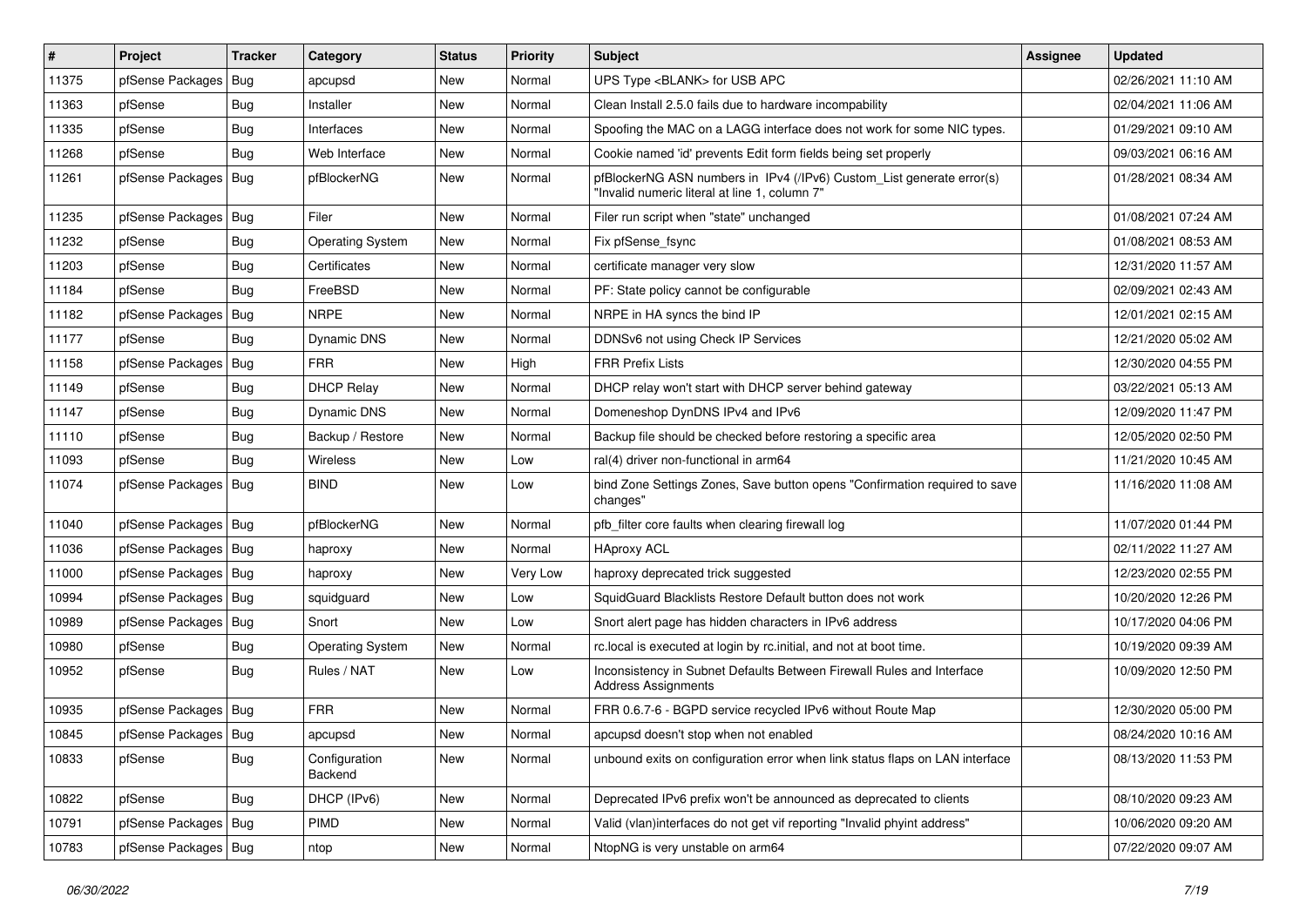| # | Project | Tracker | Category | Status | Priority | Subject | Assignee | Updated |
|---|---|---|---|---|---|---|---|---|
| 11375 | pfSense Packages | Bug | apcupsd | New | Normal | UPS Type <BLANK> for USB APC | | 02/26/2021 11:10 AM |
| 11363 | pfSense | Bug | Installer | New | Normal | Clean Install 2.5.0 fails due to hardware incompability | | 02/04/2021 11:06 AM |
| 11335 | pfSense | Bug | Interfaces | New | Normal | Spoofing the MAC on a LAGG interface does not work for some NIC types. | | 01/29/2021 09:10 AM |
| 11268 | pfSense | Bug | Web Interface | New | Normal | Cookie named 'id' prevents Edit form fields being set properly | | 09/03/2021 06:16 AM |
| 11261 | pfSense Packages | Bug | pfBlockerNG | New | Normal | pfBlockerNG ASN numbers in IPv4 (/IPv6) Custom_List generate error(s) "Invalid numeric literal at line 1, column 7" | | 01/28/2021 08:34 AM |
| 11235 | pfSense Packages | Bug | Filer | New | Normal | Filer run script when "state" unchanged | | 01/08/2021 07:24 AM |
| 11232 | pfSense | Bug | Operating System | New | Normal | Fix pfSense_fsync | | 01/08/2021 08:53 AM |
| 11203 | pfSense | Bug | Certificates | New | Normal | certificate manager very slow | | 12/31/2020 11:57 AM |
| 11184 | pfSense | Bug | FreeBSD | New | Normal | PF: State policy cannot be configurable | | 02/09/2021 02:43 AM |
| 11182 | pfSense Packages | Bug | NRPE | New | Normal | NRPE in HA syncs the bind IP | | 12/01/2021 02:15 AM |
| 11177 | pfSense | Bug | Dynamic DNS | New | Normal | DDNSv6 not using Check IP Services | | 12/21/2020 05:02 AM |
| 11158 | pfSense Packages | Bug | FRR | New | High | FRR Prefix Lists | | 12/30/2020 04:55 PM |
| 11149 | pfSense | Bug | DHCP Relay | New | Normal | DHCP relay won't start with DHCP server behind gateway | | 03/22/2021 05:13 AM |
| 11147 | pfSense | Bug | Dynamic DNS | New | Normal | Domeneshop DynDNS IPv4 and IPv6 | | 12/09/2020 11:47 PM |
| 11110 | pfSense | Bug | Backup / Restore | New | Normal | Backup file should be checked before restoring a specific area | | 12/05/2020 02:50 PM |
| 11093 | pfSense | Bug | Wireless | New | Low | ral(4) driver non-functional in arm64 | | 11/21/2020 10:45 AM |
| 11074 | pfSense Packages | Bug | BIND | New | Low | bind Zone Settings Zones, Save button opens "Confirmation required to save changes" | | 11/16/2020 11:08 AM |
| 11040 | pfSense Packages | Bug | pfBlockerNG | New | Normal | pfb_filter core faults when clearing firewall log | | 11/07/2020 01:44 PM |
| 11036 | pfSense Packages | Bug | haproxy | New | Normal | HAproxy ACL | | 02/11/2022 11:27 AM |
| 11000 | pfSense Packages | Bug | haproxy | New | Very Low | haproxy deprecated trick suggested | | 12/23/2020 02:55 PM |
| 10994 | pfSense Packages | Bug | squidguard | New | Low | SquidGuard Blacklists Restore Default button does not work | | 10/20/2020 12:26 PM |
| 10989 | pfSense Packages | Bug | Snort | New | Low | Snort alert page has hidden characters in IPv6 address | | 10/17/2020 04:06 PM |
| 10980 | pfSense | Bug | Operating System | New | Normal | rc.local is executed at login by rc.initial, and not at boot time. | | 10/19/2020 09:39 AM |
| 10952 | pfSense | Bug | Rules / NAT | New | Low | Inconsistency in Subnet Defaults Between Firewall Rules and Interface Address Assignments | | 10/09/2020 12:50 PM |
| 10935 | pfSense Packages | Bug | FRR | New | Normal | FRR 0.6.7-6 - BGPD service recycled IPv6 without Route Map | | 12/30/2020 05:00 PM |
| 10845 | pfSense Packages | Bug | apcupsd | New | Normal | apcupsd doesn't stop when not enabled | | 08/24/2020 10:16 AM |
| 10833 | pfSense | Bug | Configuration Backend | New | Normal | unbound exits on configuration error when link status flaps on LAN interface | | 08/13/2020 11:53 PM |
| 10822 | pfSense | Bug | DHCP (IPv6) | New | Normal | Deprecated IPv6 prefix won't be announced as deprecated to clients | | 08/10/2020 09:23 AM |
| 10791 | pfSense Packages | Bug | PIMD | New | Normal | Valid (vlan)interfaces do not get vif reporting "Invalid phyint address" | | 10/06/2020 09:20 AM |
| 10783 | pfSense Packages | Bug | ntop | New | Normal | NtopNG is very unstable on arm64 | | 07/22/2020 09:07 AM |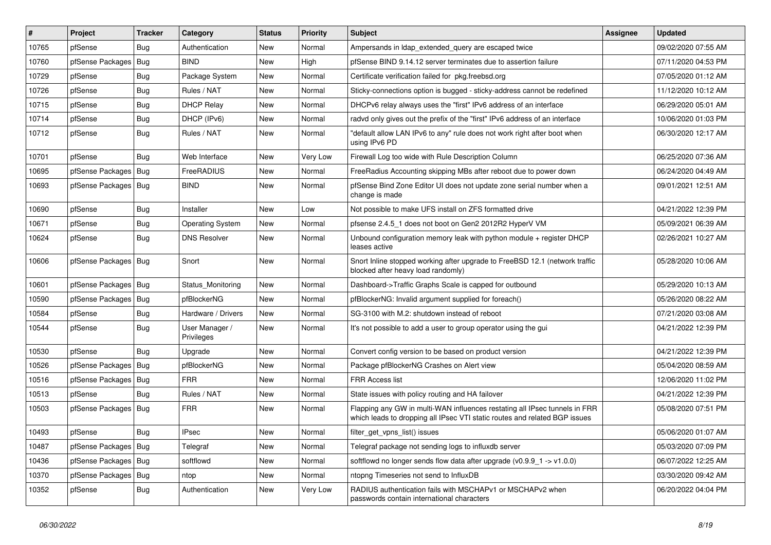| # | Project | Tracker | Category | Status | Priority | Subject | Assignee | Updated |
|---|---|---|---|---|---|---|---|---|
| 10765 | pfSense | Bug | Authentication | New | Normal | Ampersands in ldap_extended_query are escaped twice | | 09/02/2020 07:55 AM |
| 10760 | pfSense Packages | Bug | BIND | New | High | pfSense BIND 9.14.12 server terminates due to assertion failure | | 07/11/2020 04:53 PM |
| 10729 | pfSense | Bug | Package System | New | Normal | Certificate verification failed for pkg.freebsd.org | | 07/05/2020 01:12 AM |
| 10726 | pfSense | Bug | Rules / NAT | New | Normal | Sticky-connections option is bugged - sticky-address cannot be redefined | | 11/12/2020 10:12 AM |
| 10715 | pfSense | Bug | DHCP Relay | New | Normal | DHCPv6 relay always uses the "first" IPv6 address of an interface | | 06/29/2020 05:01 AM |
| 10714 | pfSense | Bug | DHCP (IPv6) | New | Normal | radvd only gives out the prefix of the "first" IPv6 address of an interface | | 10/06/2020 01:03 PM |
| 10712 | pfSense | Bug | Rules / NAT | New | Normal | "default allow LAN IPv6 to any" rule does not work right after boot when using IPv6 PD | | 06/30/2020 12:17 AM |
| 10701 | pfSense | Bug | Web Interface | New | Very Low | Firewall Log too wide with Rule Description Column | | 06/25/2020 07:36 AM |
| 10695 | pfSense Packages | Bug | FreeRADIUS | New | Normal | FreeRadius Accounting skipping MBs after reboot due to power down | | 06/24/2020 04:49 AM |
| 10693 | pfSense Packages | Bug | BIND | New | Normal | pfSense Bind Zone Editor UI does not update zone serial number when a change is made | | 09/01/2021 12:51 AM |
| 10690 | pfSense | Bug | Installer | New | Low | Not possible to make UFS install on ZFS formatted drive | | 04/21/2022 12:39 PM |
| 10671 | pfSense | Bug | Operating System | New | Normal | pfsense 2.4.5_1 does not boot on Gen2 2012R2 HyperV VM | | 05/09/2021 06:39 AM |
| 10624 | pfSense | Bug | DNS Resolver | New | Normal | Unbound configuration memory leak with python module + register DHCP leases active | | 02/26/2021 10:27 AM |
| 10606 | pfSense Packages | Bug | Snort | New | Normal | Snort Inline stopped working after upgrade to FreeBSD 12.1 (network traffic blocked after heavy load randomly) | | 05/28/2020 10:06 AM |
| 10601 | pfSense Packages | Bug | Status_Monitoring | New | Normal | Dashboard->Traffic Graphs Scale is capped for outbound | | 05/29/2020 10:13 AM |
| 10590 | pfSense Packages | Bug | pfBlockerNG | New | Normal | pfBlockerNG: Invalid argument supplied for foreach() | | 05/26/2020 08:22 AM |
| 10584 | pfSense | Bug | Hardware / Drivers | New | Normal | SG-3100 with M.2: shutdown instead of reboot | | 07/21/2020 03:08 AM |
| 10544 | pfSense | Bug | User Manager / Privileges | New | Normal | It's not possible to add a user to group operator using the gui | | 04/21/2022 12:39 PM |
| 10530 | pfSense | Bug | Upgrade | New | Normal | Convert config version to be based on product version | | 04/21/2022 12:39 PM |
| 10526 | pfSense Packages | Bug | pfBlockerNG | New | Normal | Package pfBlockerNG Crashes on Alert view | | 05/04/2020 08:59 AM |
| 10516 | pfSense Packages | Bug | FRR | New | Normal | FRR Access list | | 12/06/2020 11:02 PM |
| 10513 | pfSense | Bug | Rules / NAT | New | Normal | State issues with policy routing and HA failover | | 04/21/2022 12:39 PM |
| 10503 | pfSense Packages | Bug | FRR | New | Normal | Flapping any GW in multi-WAN influences restating all IPsec tunnels in FRR which leads to dropping all IPsec VTI static routes and related BGP issues | | 05/08/2020 07:51 PM |
| 10493 | pfSense | Bug | IPsec | New | Normal | filter_get_vpns_list() issues | | 05/06/2020 01:07 AM |
| 10487 | pfSense Packages | Bug | Telegraf | New | Normal | Telegraf package not sending logs to influxdb server | | 05/03/2020 07:09 PM |
| 10436 | pfSense Packages | Bug | softflowd | New | Normal | softflowd no longer sends flow data after upgrade (v0.9.9_1 -> v1.0.0) | | 06/07/2022 12:25 AM |
| 10370 | pfSense Packages | Bug | ntop | New | Normal | ntopng Timeseries not send to InfluxDB | | 03/30/2020 09:42 AM |
| 10352 | pfSense | Bug | Authentication | New | Very Low | RADIUS authentication fails with MSCHAPv1 or MSCHAPv2 when passwords contain international characters | | 06/20/2022 04:04 PM |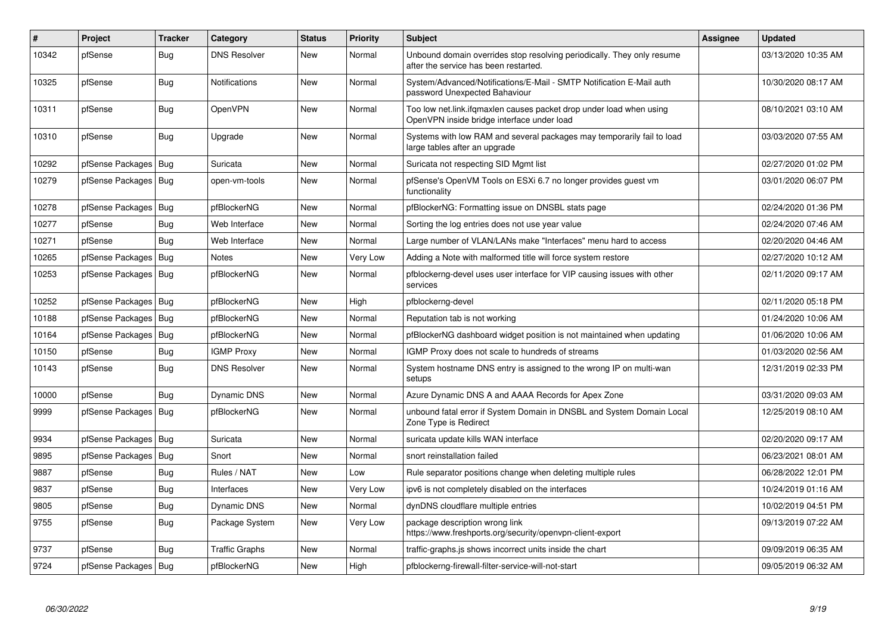| # | Project | Tracker | Category | Status | Priority | Subject | Assignee | Updated |
|---|---|---|---|---|---|---|---|---|
| 10342 | pfSense | Bug | DNS Resolver | New | Normal | Unbound domain overrides stop resolving periodically. They only resume after the service has been restarted. | | 03/13/2020 10:35 AM |
| 10325 | pfSense | Bug | Notifications | New | Normal | System/Advanced/Notifications/E-Mail - SMTP Notification E-Mail auth password Unexpected Bahaviour | | 10/30/2020 08:17 AM |
| 10311 | pfSense | Bug | OpenVPN | New | Normal | Too low net.link.ifqmaxlen causes packet drop under load when using OpenVPN inside bridge interface under load | | 08/10/2021 03:10 AM |
| 10310 | pfSense | Bug | Upgrade | New | Normal | Systems with low RAM and several packages may temporarily fail to load large tables after an upgrade | | 03/03/2020 07:55 AM |
| 10292 | pfSense Packages | Bug | Suricata | New | Normal | Suricata not respecting SID Mgmt list | | 02/27/2020 01:02 PM |
| 10279 | pfSense Packages | Bug | open-vm-tools | New | Normal | pfSense's OpenVM Tools on ESXi 6.7 no longer provides guest vm functionality | | 03/01/2020 06:07 PM |
| 10278 | pfSense Packages | Bug | pfBlockerNG | New | Normal | pfBlockerNG: Formatting issue on DNSBL stats page | | 02/24/2020 01:36 PM |
| 10277 | pfSense | Bug | Web Interface | New | Normal | Sorting the log entries does not use year value | | 02/24/2020 07:46 AM |
| 10271 | pfSense | Bug | Web Interface | New | Normal | Large number of VLAN/LANs make "Interfaces" menu hard to access | | 02/20/2020 04:46 AM |
| 10265 | pfSense Packages | Bug | Notes | New | Very Low | Adding a Note with malformed title will force system restore | | 02/27/2020 10:12 AM |
| 10253 | pfSense Packages | Bug | pfBlockerNG | New | Normal | pfblockerng-devel uses user interface for VIP causing issues with other services | | 02/11/2020 09:17 AM |
| 10252 | pfSense Packages | Bug | pfBlockerNG | New | High | pfblockerng-devel | | 02/11/2020 05:18 PM |
| 10188 | pfSense Packages | Bug | pfBlockerNG | New | Normal | Reputation tab is not working | | 01/24/2020 10:06 AM |
| 10164 | pfSense Packages | Bug | pfBlockerNG | New | Normal | pfBlockerNG dashboard widget position is not maintained when updating | | 01/06/2020 10:06 AM |
| 10150 | pfSense | Bug | IGMP Proxy | New | Normal | IGMP Proxy does not scale to hundreds of streams | | 01/03/2020 02:56 AM |
| 10143 | pfSense | Bug | DNS Resolver | New | Normal | System hostname DNS entry is assigned to the wrong IP on multi-wan setups | | 12/31/2019 02:33 PM |
| 10000 | pfSense | Bug | Dynamic DNS | New | Normal | Azure Dynamic DNS A and AAAA Records for Apex Zone | | 03/31/2020 09:03 AM |
| 9999 | pfSense Packages | Bug | pfBlockerNG | New | Normal | unbound fatal error if System Domain in DNSBL and System Domain Local Zone Type is Redirect | | 12/25/2019 08:10 AM |
| 9934 | pfSense Packages | Bug | Suricata | New | Normal | suricata update kills WAN interface | | 02/20/2020 09:17 AM |
| 9895 | pfSense Packages | Bug | Snort | New | Normal | snort reinstallation failed | | 06/23/2021 08:01 AM |
| 9887 | pfSense | Bug | Rules / NAT | New | Low | Rule separator positions change when deleting multiple rules | | 06/28/2022 12:01 PM |
| 9837 | pfSense | Bug | Interfaces | New | Very Low | ipv6 is not completely disabled on the interfaces | | 10/24/2019 01:16 AM |
| 9805 | pfSense | Bug | Dynamic DNS | New | Normal | dynDNS cloudflare multiple entries | | 10/02/2019 04:51 PM |
| 9755 | pfSense | Bug | Package System | New | Very Low | package description wrong link https://www.freshports.org/security/openvpn-client-export | | 09/13/2019 07:22 AM |
| 9737 | pfSense | Bug | Traffic Graphs | New | Normal | traffic-graphs.js shows incorrect units inside the chart | | 09/09/2019 06:35 AM |
| 9724 | pfSense Packages | Bug | pfBlockerNG | New | High | pfblockerng-firewall-filter-service-will-not-start | | 09/05/2019 06:32 AM |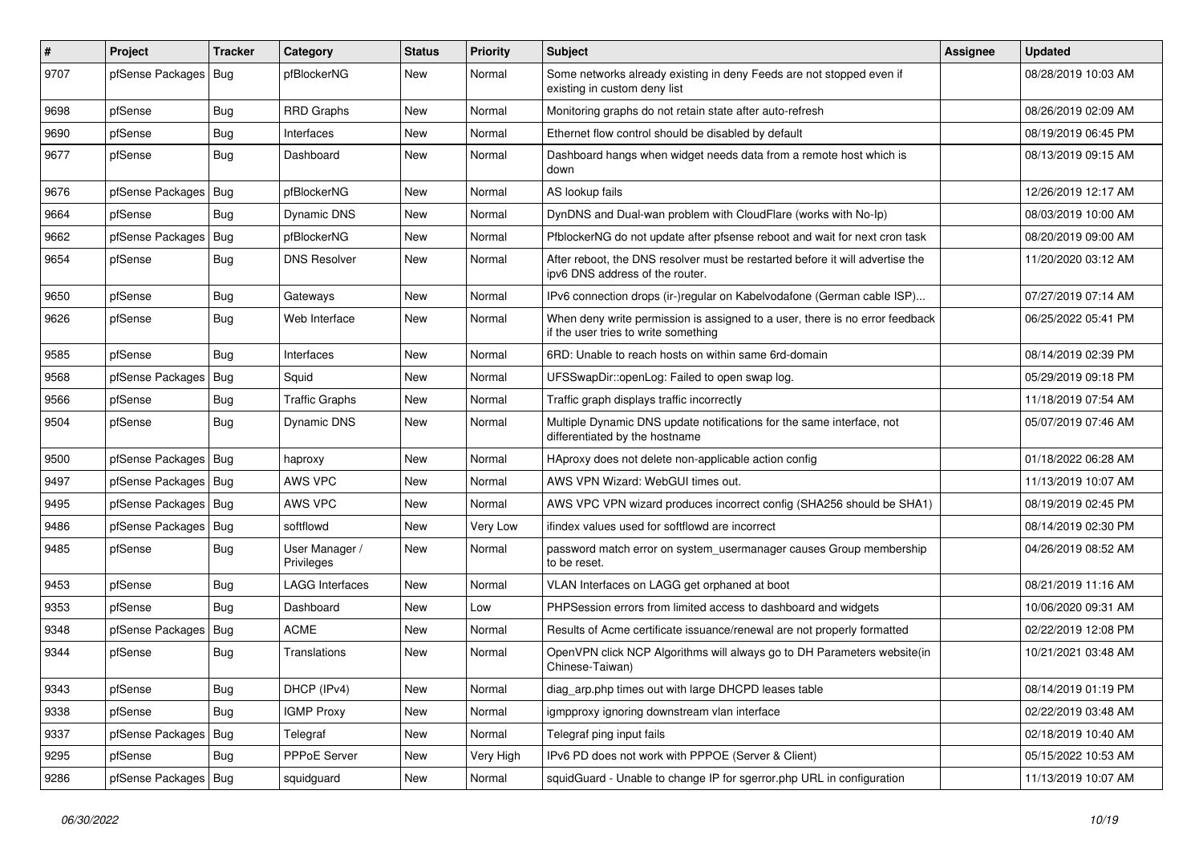| # | Project | Tracker | Category | Status | Priority | Subject | Assignee | Updated |
|---|---|---|---|---|---|---|---|---|
| 9707 | pfSense Packages | Bug | pfBlockerNG | New | Normal | Some networks already existing in deny Feeds are not stopped even if existing in custom deny list | | 08/28/2019 10:03 AM |
| 9698 | pfSense | Bug | RRD Graphs | New | Normal | Monitoring graphs do not retain state after auto-refresh | | 08/26/2019 02:09 AM |
| 9690 | pfSense | Bug | Interfaces | New | Normal | Ethernet flow control should be disabled by default | | 08/19/2019 06:45 PM |
| 9677 | pfSense | Bug | Dashboard | New | Normal | Dashboard hangs when widget needs data from a remote host which is down | | 08/13/2019 09:15 AM |
| 9676 | pfSense Packages | Bug | pfBlockerNG | New | Normal | AS lookup fails | | 12/26/2019 12:17 AM |
| 9664 | pfSense | Bug | Dynamic DNS | New | Normal | DynDNS and Dual-wan problem with CloudFlare (works with No-Ip) | | 08/03/2019 10:00 AM |
| 9662 | pfSense Packages | Bug | pfBlockerNG | New | Normal | PfblockerNG do not update after pfsense reboot and wait for next cron task | | 08/20/2019 09:00 AM |
| 9654 | pfSense | Bug | DNS Resolver | New | Normal | After reboot, the DNS resolver must be restarted before it will advertise the ipv6 DNS address of the router. | | 11/20/2020 03:12 AM |
| 9650 | pfSense | Bug | Gateways | New | Normal | IPv6 connection drops (ir-)regular on Kabelvodafone (German cable ISP)... | | 07/27/2019 07:14 AM |
| 9626 | pfSense | Bug | Web Interface | New | Normal | When deny write permission is assigned to a user, there is no error feedback if the user tries to write something | | 06/25/2022 05:41 PM |
| 9585 | pfSense | Bug | Interfaces | New | Normal | 6RD: Unable to reach hosts on within same 6rd-domain | | 08/14/2019 02:39 PM |
| 9568 | pfSense Packages | Bug | Squid | New | Normal | UFSSwapDir::openLog: Failed to open swap log. | | 05/29/2019 09:18 PM |
| 9566 | pfSense | Bug | Traffic Graphs | New | Normal | Traffic graph displays traffic incorrectly | | 11/18/2019 07:54 AM |
| 9504 | pfSense | Bug | Dynamic DNS | New | Normal | Multiple Dynamic DNS update notifications for the same interface, not differentiated by the hostname | | 05/07/2019 07:46 AM |
| 9500 | pfSense Packages | Bug | haproxy | New | Normal | HAproxy does not delete non-applicable action config | | 01/18/2022 06:28 AM |
| 9497 | pfSense Packages | Bug | AWS VPC | New | Normal | AWS VPN Wizard: WebGUI times out. | | 11/13/2019 10:07 AM |
| 9495 | pfSense Packages | Bug | AWS VPC | New | Normal | AWS VPC VPN wizard produces incorrect config (SHA256 should be SHA1) | | 08/19/2019 02:45 PM |
| 9486 | pfSense Packages | Bug | softflowd | New | Very Low | ifindex values used for softflowd are incorrect | | 08/14/2019 02:30 PM |
| 9485 | pfSense | Bug | User Manager / Privileges | New | Normal | password match error on system_usermanager causes Group membership to be reset. | | 04/26/2019 08:52 AM |
| 9453 | pfSense | Bug | LAGG Interfaces | New | Normal | VLAN Interfaces on LAGG get orphaned at boot | | 08/21/2019 11:16 AM |
| 9353 | pfSense | Bug | Dashboard | New | Low | PHPSession errors from limited access to dashboard and widgets | | 10/06/2020 09:31 AM |
| 9348 | pfSense Packages | Bug | ACME | New | Normal | Results of Acme certificate issuance/renewal are not properly formatted | | 02/22/2019 12:08 PM |
| 9344 | pfSense | Bug | Translations | New | Normal | OpenVPN click NCP Algorithms will always go to DH Parameters website(in Chinese-Taiwan) | | 10/21/2021 03:48 AM |
| 9343 | pfSense | Bug | DHCP (IPv4) | New | Normal | diag_arp.php times out with large DHCPD leases table | | 08/14/2019 01:19 PM |
| 9338 | pfSense | Bug | IGMP Proxy | New | Normal | igmpproxy ignoring downstream vlan interface | | 02/22/2019 03:48 AM |
| 9337 | pfSense Packages | Bug | Telegraf | New | Normal | Telegraf ping input fails | | 02/18/2019 10:40 AM |
| 9295 | pfSense | Bug | PPPoE Server | New | Very High | IPv6 PD does not work with PPPOE (Server & Client) | | 05/15/2022 10:53 AM |
| 9286 | pfSense Packages | Bug | squidguard | New | Normal | squidGuard - Unable to change IP for sgerror.php URL in configuration | | 11/13/2019 10:07 AM |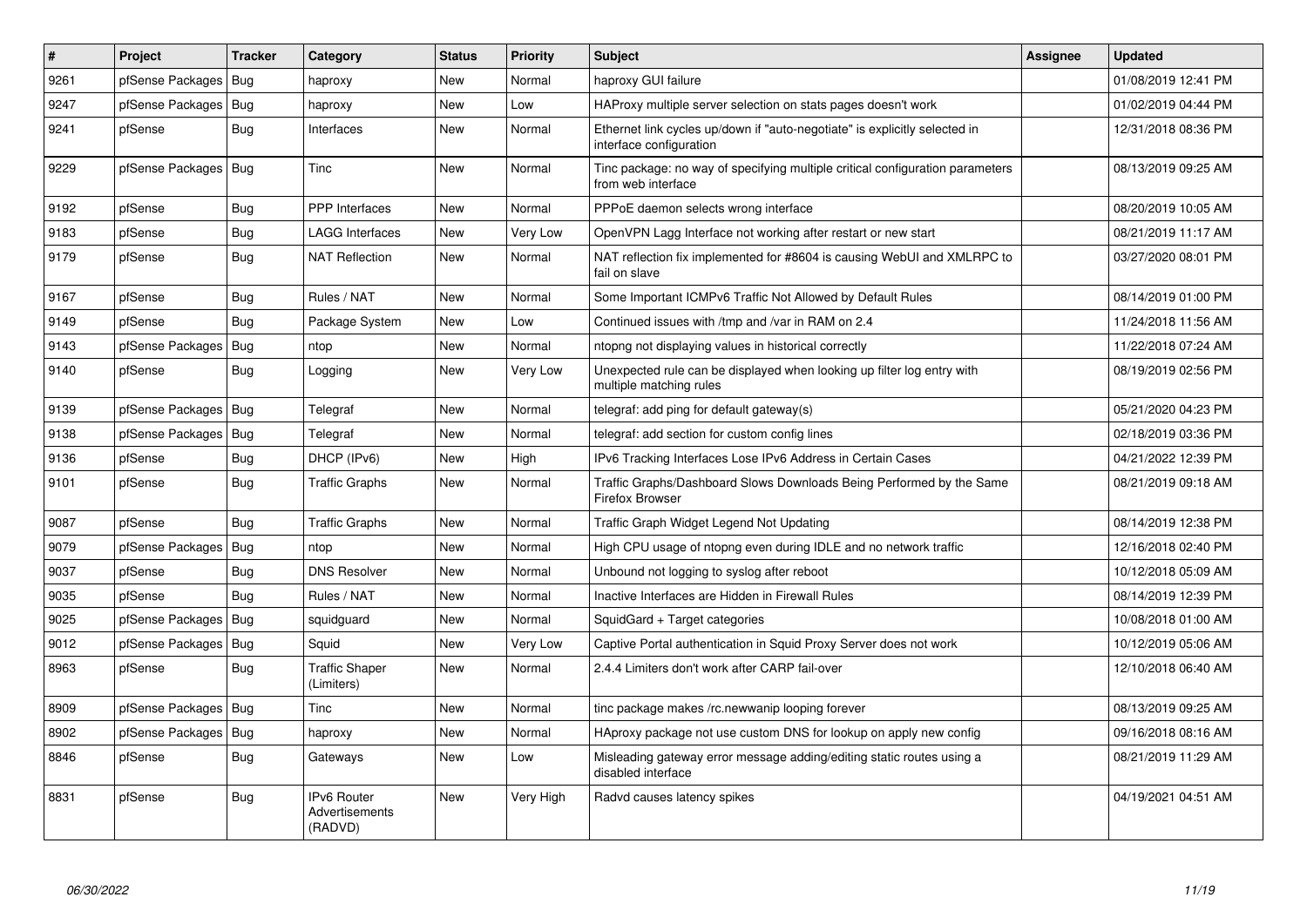| # | Project | Tracker | Category | Status | Priority | Subject | Assignee | Updated |
|---|---|---|---|---|---|---|---|---|
| 9261 | pfSense Packages | Bug | haproxy | New | Normal | haproxy GUI failure | | 01/08/2019 12:41 PM |
| 9247 | pfSense Packages | Bug | haproxy | New | Low | HAProxy multiple server selection on stats pages doesn't work | | 01/02/2019 04:44 PM |
| 9241 | pfSense | Bug | Interfaces | New | Normal | Ethernet link cycles up/down if "auto-negotiate" is explicitly selected in interface configuration | | 12/31/2018 08:36 PM |
| 9229 | pfSense Packages | Bug | Tinc | New | Normal | Tinc package: no way of specifying multiple critical configuration parameters from web interface | | 08/13/2019 09:25 AM |
| 9192 | pfSense | Bug | PPP Interfaces | New | Normal | PPPoE daemon selects wrong interface | | 08/20/2019 10:05 AM |
| 9183 | pfSense | Bug | LAGG Interfaces | New | Very Low | OpenVPN Lagg Interface not working after restart or new start | | 08/21/2019 11:17 AM |
| 9179 | pfSense | Bug | NAT Reflection | New | Normal | NAT reflection fix implemented for #8604 is causing WebUI and XMLRPC to fail on slave | | 03/27/2020 08:01 PM |
| 9167 | pfSense | Bug | Rules / NAT | New | Normal | Some Important ICMPv6 Traffic Not Allowed by Default Rules | | 08/14/2019 01:00 PM |
| 9149 | pfSense | Bug | Package System | New | Low | Continued issues with /tmp and /var in RAM on 2.4 | | 11/24/2018 11:56 AM |
| 9143 | pfSense Packages | Bug | ntop | New | Normal | ntopng not displaying values in historical correctly | | 11/22/2018 07:24 AM |
| 9140 | pfSense | Bug | Logging | New | Very Low | Unexpected rule can be displayed when looking up filter log entry with multiple matching rules | | 08/19/2019 02:56 PM |
| 9139 | pfSense Packages | Bug | Telegraf | New | Normal | telegraf: add ping for default gateway(s) | | 05/21/2020 04:23 PM |
| 9138 | pfSense Packages | Bug | Telegraf | New | Normal | telegraf: add section for custom config lines | | 02/18/2019 03:36 PM |
| 9136 | pfSense | Bug | DHCP (IPv6) | New | High | IPv6 Tracking Interfaces Lose IPv6 Address in Certain Cases | | 04/21/2022 12:39 PM |
| 9101 | pfSense | Bug | Traffic Graphs | New | Normal | Traffic Graphs/Dashboard Slows Downloads Being Performed by the Same Firefox Browser | | 08/21/2019 09:18 AM |
| 9087 | pfSense | Bug | Traffic Graphs | New | Normal | Traffic Graph Widget Legend Not Updating | | 08/14/2019 12:38 PM |
| 9079 | pfSense Packages | Bug | ntop | New | Normal | High CPU usage of ntopng even during IDLE and no network traffic | | 12/16/2018 02:40 PM |
| 9037 | pfSense | Bug | DNS Resolver | New | Normal | Unbound not logging to syslog after reboot | | 10/12/2018 05:09 AM |
| 9035 | pfSense | Bug | Rules / NAT | New | Normal | Inactive Interfaces are Hidden in Firewall Rules | | 08/14/2019 12:39 PM |
| 9025 | pfSense Packages | Bug | squidguard | New | Normal | SquidGard + Target categories | | 10/08/2018 01:00 AM |
| 9012 | pfSense Packages | Bug | Squid | New | Very Low | Captive Portal authentication in Squid Proxy Server does not work | | 10/12/2019 05:06 AM |
| 8963 | pfSense | Bug | Traffic Shaper (Limiters) | New | Normal | 2.4.4 Limiters don't work after CARP fail-over | | 12/10/2018 06:40 AM |
| 8909 | pfSense Packages | Bug | Tinc | New | Normal | tinc package makes /rc.newwanip looping forever | | 08/13/2019 09:25 AM |
| 8902 | pfSense Packages | Bug | haproxy | New | Normal | HAproxy package not use custom DNS for lookup on apply new config | | 09/16/2018 08:16 AM |
| 8846 | pfSense | Bug | Gateways | New | Low | Misleading gateway error message adding/editing static routes using a disabled interface | | 08/21/2019 11:29 AM |
| 8831 | pfSense | Bug | IPv6 Router Advertisements (RADVD) | New | Very High | Radvd causes latency spikes | | 04/19/2021 04:51 AM |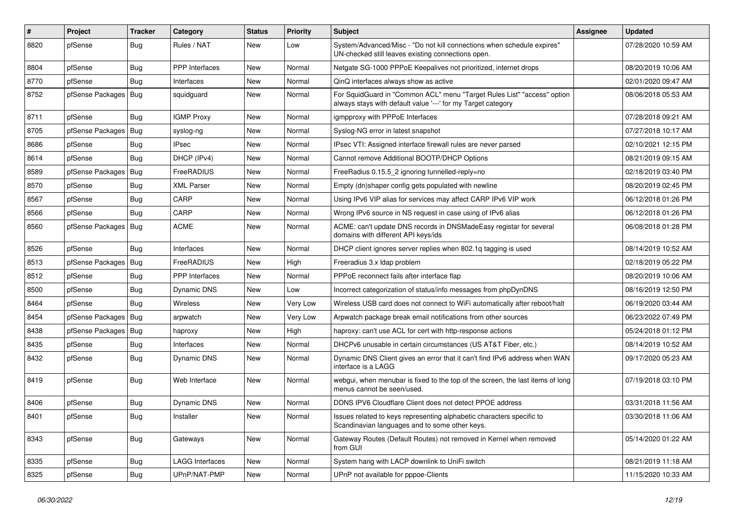| # | Project | Tracker | Category | Status | Priority | Subject | Assignee | Updated |
|---|---|---|---|---|---|---|---|---|
| 8820 | pfSense | Bug | Rules / NAT | New | Low | System/Advanced/Misc - "Do not kill connections when schedule expires" UN-checked still leaves existing connections open. | | 07/28/2020 10:59 AM |
| 8804 | pfSense | Bug | PPP Interfaces | New | Normal | Netgate SG-1000 PPPoE Keepalives not prioritized, internet drops | | 08/20/2019 10:06 AM |
| 8770 | pfSense | Bug | Interfaces | New | Normal | QinQ interfaces always show as active | | 02/01/2020 09:47 AM |
| 8752 | pfSense Packages | Bug | squidguard | New | Normal | For SquidGuard in "Common ACL" menu "Target Rules List" "access" option always stays with default value '---' for my Target category | | 08/06/2018 05:53 AM |
| 8711 | pfSense | Bug | IGMP Proxy | New | Normal | igmpproxy with PPPoE Interfaces | | 07/28/2018 09:21 AM |
| 8705 | pfSense Packages | Bug | syslog-ng | New | Normal | Syslog-NG error in latest snapshot | | 07/27/2018 10:17 AM |
| 8686 | pfSense | Bug | IPsec | New | Normal | IPsec VTI: Assigned interface firewall rules are never parsed | | 02/10/2021 12:15 PM |
| 8614 | pfSense | Bug | DHCP (IPv4) | New | Normal | Cannot remove Additional BOOTP/DHCP Options | | 08/21/2019 09:15 AM |
| 8589 | pfSense Packages | Bug | FreeRADIUS | New | Normal | FreeRadius 0.15.5_2 ignoring tunnelled-reply=no | | 02/18/2019 03:40 PM |
| 8570 | pfSense | Bug | XML Parser | New | Normal | Empty (dn)shaper config gets populated with newline | | 08/20/2019 02:45 PM |
| 8567 | pfSense | Bug | CARP | New | Normal | Using IPv6 VIP alias for services may affect CARP IPv6 VIP work | | 06/12/2018 01:26 PM |
| 8566 | pfSense | Bug | CARP | New | Normal | Wrong IPv6 source in NS request in case using of IPv6 alias | | 06/12/2018 01:26 PM |
| 8560 | pfSense Packages | Bug | ACME | New | Normal | ACME: can't update DNS records in DNSMadeEasy registar for several domains with different API keys/ids | | 06/08/2018 01:28 PM |
| 8526 | pfSense | Bug | Interfaces | New | Normal | DHCP client ignores server replies when 802.1q tagging is used | | 08/14/2019 10:52 AM |
| 8513 | pfSense Packages | Bug | FreeRADIUS | New | High | Freeradius 3.x ldap problem | | 02/18/2019 05:22 PM |
| 8512 | pfSense | Bug | PPP Interfaces | New | Normal | PPPoE reconnect fails after interface flap | | 08/20/2019 10:06 AM |
| 8500 | pfSense | Bug | Dynamic DNS | New | Low | Incorrect categorization of status/info messages from phpDynDNS | | 08/16/2019 12:50 PM |
| 8464 | pfSense | Bug | Wireless | New | Very Low | Wireless USB card does not connect to WiFi automatically after reboot/halt | | 06/19/2020 03:44 AM |
| 8454 | pfSense Packages | Bug | arpwatch | New | Very Low | Arpwatch package break email notifications from other sources | | 06/23/2022 07:49 PM |
| 8438 | pfSense Packages | Bug | haproxy | New | High | haproxy: can't use ACL for cert with http-response actions | | 05/24/2018 01:12 PM |
| 8435 | pfSense | Bug | Interfaces | New | Normal | DHCPv6 unusable in certain circumstances (US AT&T Fiber, etc.) | | 08/14/2019 10:52 AM |
| 8432 | pfSense | Bug | Dynamic DNS | New | Normal | Dynamic DNS Client gives an error that it can't find IPv6 address when WAN interface is a LAGG | | 09/17/2020 05:23 AM |
| 8419 | pfSense | Bug | Web Interface | New | Normal | webgui, when menubar is fixed to the top of the screen, the last items of long menus cannot be seen/used. | | 07/19/2018 03:10 PM |
| 8406 | pfSense | Bug | Dynamic DNS | New | Normal | DDNS IPV6 Cloudflare Client does not detect PPOE address | | 03/31/2018 11:56 AM |
| 8401 | pfSense | Bug | Installer | New | Normal | Issues related to keys representing alphabetic characters specific to Scandinavian languages and to some other keys. | | 03/30/2018 11:06 AM |
| 8343 | pfSense | Bug | Gateways | New | Normal | Gateway Routes (Default Routes) not removed in Kernel when removed from GUI | | 05/14/2020 01:22 AM |
| 8335 | pfSense | Bug | LAGG Interfaces | New | Normal | System hang with LACP downlink to UniFi switch | | 08/21/2019 11:18 AM |
| 8325 | pfSense | Bug | UPnP/NAT-PMP | New | Normal | UPnP not available for pppoe-Clients | | 11/15/2020 10:33 AM |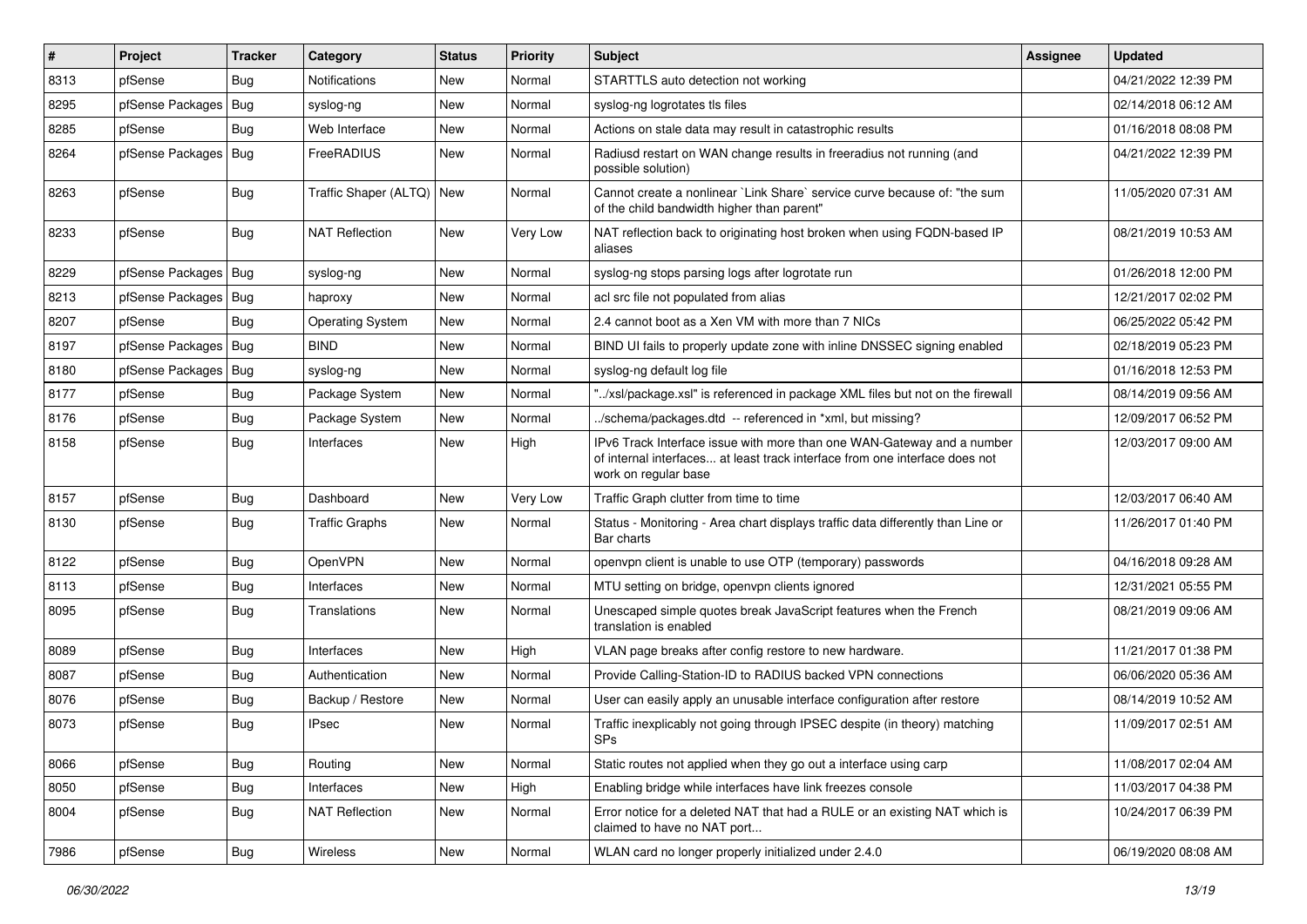| # | Project | Tracker | Category | Status | Priority | Subject | Assignee | Updated |
|---|---|---|---|---|---|---|---|---|
| 8313 | pfSense | Bug | Notifications | New | Normal | STARTTLS auto detection not working | | 04/21/2022 12:39 PM |
| 8295 | pfSense Packages | Bug | syslog-ng | New | Normal | syslog-ng logrotates tls files | | 02/14/2018 06:12 AM |
| 8285 | pfSense | Bug | Web Interface | New | Normal | Actions on stale data may result in catastrophic results | | 01/16/2018 08:08 PM |
| 8264 | pfSense Packages | Bug | FreeRADIUS | New | Normal | Radiusd restart on WAN change results in freeradius not running (and possible solution) | | 04/21/2022 12:39 PM |
| 8263 | pfSense | Bug | Traffic Shaper (ALTQ) | New | Normal | Cannot create a nonlinear `Link Share` service curve because of: "the sum of the child bandwidth higher than parent" | | 11/05/2020 07:31 AM |
| 8233 | pfSense | Bug | NAT Reflection | New | Very Low | NAT reflection back to originating host broken when using FQDN-based IP aliases | | 08/21/2019 10:53 AM |
| 8229 | pfSense Packages | Bug | syslog-ng | New | Normal | syslog-ng stops parsing logs after logrotate run | | 01/26/2018 12:00 PM |
| 8213 | pfSense Packages | Bug | haproxy | New | Normal | acl src file not populated from alias | | 12/21/2017 02:02 PM |
| 8207 | pfSense | Bug | Operating System | New | Normal | 2.4 cannot boot as a Xen VM with more than 7 NICs | | 06/25/2022 05:42 PM |
| 8197 | pfSense Packages | Bug | BIND | New | Normal | BIND UI fails to properly update zone with inline DNSSEC signing enabled | | 02/18/2019 05:23 PM |
| 8180 | pfSense Packages | Bug | syslog-ng | New | Normal | syslog-ng default log file | | 01/16/2018 12:53 PM |
| 8177 | pfSense | Bug | Package System | New | Normal | "../xsl/package.xsl" is referenced in package XML files but not on the firewall | | 08/14/2019 09:56 AM |
| 8176 | pfSense | Bug | Package System | New | Normal | ../schema/packages.dtd -- referenced in *xml, but missing? | | 12/09/2017 06:52 PM |
| 8158 | pfSense | Bug | Interfaces | New | High | IPv6 Track Interface issue with more than one WAN-Gateway and a number of internal interfaces... at least track interface from one interface does not work on regular base | | 12/03/2017 09:00 AM |
| 8157 | pfSense | Bug | Dashboard | New | Very Low | Traffic Graph clutter from time to time | | 12/03/2017 06:40 AM |
| 8130 | pfSense | Bug | Traffic Graphs | New | Normal | Status - Monitoring - Area chart displays traffic data differently than Line or Bar charts | | 11/26/2017 01:40 PM |
| 8122 | pfSense | Bug | OpenVPN | New | Normal | openvpn client is unable to use OTP (temporary) passwords | | 04/16/2018 09:28 AM |
| 8113 | pfSense | Bug | Interfaces | New | Normal | MTU setting on bridge, openvpn clients ignored | | 12/31/2021 05:55 PM |
| 8095 | pfSense | Bug | Translations | New | Normal | Unescaped simple quotes break JavaScript features when the French translation is enabled | | 08/21/2019 09:06 AM |
| 8089 | pfSense | Bug | Interfaces | New | High | VLAN page breaks after config restore to new hardware. | | 11/21/2017 01:38 PM |
| 8087 | pfSense | Bug | Authentication | New | Normal | Provide Calling-Station-ID to RADIUS backed VPN connections | | 06/06/2020 05:36 AM |
| 8076 | pfSense | Bug | Backup / Restore | New | Normal | User can easily apply an unusable interface configuration after restore | | 08/14/2019 10:52 AM |
| 8073 | pfSense | Bug | IPsec | New | Normal | Traffic inexplicably not going through IPSEC despite (in theory) matching SPs | | 11/09/2017 02:51 AM |
| 8066 | pfSense | Bug | Routing | New | Normal | Static routes not applied when they go out a interface using carp | | 11/08/2017 02:04 AM |
| 8050 | pfSense | Bug | Interfaces | New | High | Enabling bridge while interfaces have link freezes console | | 11/03/2017 04:38 PM |
| 8004 | pfSense | Bug | NAT Reflection | New | Normal | Error notice for a deleted NAT that had a RULE or an existing NAT which is claimed to have no NAT port... | | 10/24/2017 06:39 PM |
| 7986 | pfSense | Bug | Wireless | New | Normal | WLAN card no longer properly initialized under 2.4.0 | | 06/19/2020 08:08 AM |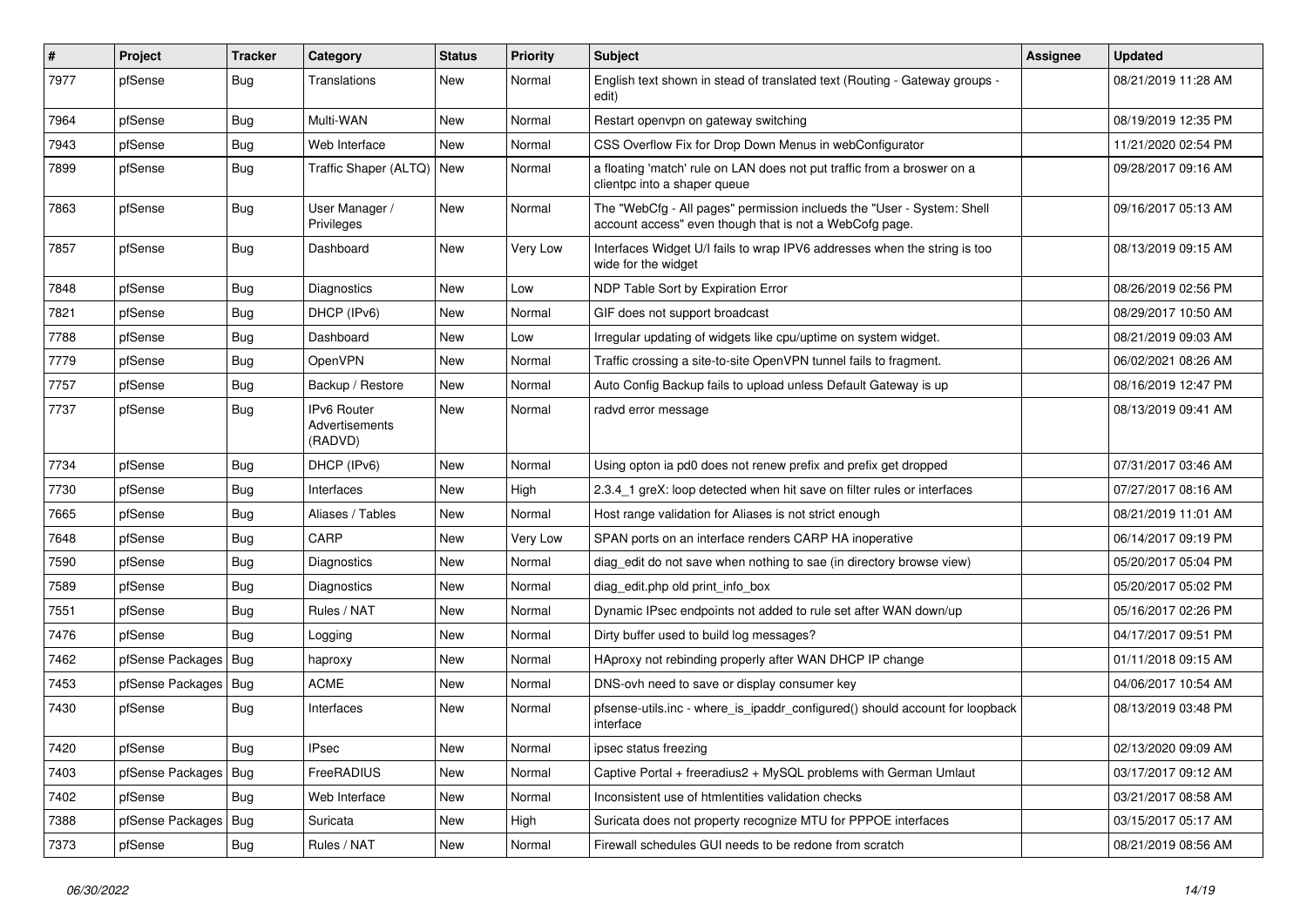| # | Project | Tracker | Category | Status | Priority | Subject | Assignee | Updated |
|---|---|---|---|---|---|---|---|---|
| 7977 | pfSense | Bug | Translations | New | Normal | English text shown in stead of translated text (Routing - Gateway groups - edit) | | 08/21/2019 11:28 AM |
| 7964 | pfSense | Bug | Multi-WAN | New | Normal | Restart openvpn on gateway switching | | 08/19/2019 12:35 PM |
| 7943 | pfSense | Bug | Web Interface | New | Normal | CSS Overflow Fix for Drop Down Menus in webConfigurator | | 11/21/2020 02:54 PM |
| 7899 | pfSense | Bug | Traffic Shaper (ALTQ) | New | Normal | a floating 'match' rule on LAN does not put traffic from a broswer on a clientpc into a shaper queue | | 09/28/2017 09:16 AM |
| 7863 | pfSense | Bug | User Manager / Privileges | New | Normal | The "WebCfg - All pages" permission inclueds the "User - System: Shell account access" even though that is not a WebCofg page. | | 09/16/2017 05:13 AM |
| 7857 | pfSense | Bug | Dashboard | New | Very Low | Interfaces Widget U/I fails to wrap IPV6 addresses when the string is too wide for the widget | | 08/13/2019 09:15 AM |
| 7848 | pfSense | Bug | Diagnostics | New | Low | NDP Table Sort by Expiration Error | | 08/26/2019 02:56 PM |
| 7821 | pfSense | Bug | DHCP (IPv6) | New | Normal | GIF does not support broadcast | | 08/29/2017 10:50 AM |
| 7788 | pfSense | Bug | Dashboard | New | Low | Irregular updating of widgets like cpu/uptime on system widget. | | 08/21/2019 09:03 AM |
| 7779 | pfSense | Bug | OpenVPN | New | Normal | Traffic crossing a site-to-site OpenVPN tunnel fails to fragment. | | 06/02/2021 08:26 AM |
| 7757 | pfSense | Bug | Backup / Restore | New | Normal | Auto Config Backup fails to upload unless Default Gateway is up | | 08/16/2019 12:47 PM |
| 7737 | pfSense | Bug | IPv6 Router Advertisements (RADVD) | New | Normal | radvd error message | | 08/13/2019 09:41 AM |
| 7734 | pfSense | Bug | DHCP (IPv6) | New | Normal | Using opton ia pd0 does not renew prefix and prefix get dropped | | 07/31/2017 03:46 AM |
| 7730 | pfSense | Bug | Interfaces | New | High | 2.3.4_1 greX: loop detected when hit save on filter rules or interfaces | | 07/27/2017 08:16 AM |
| 7665 | pfSense | Bug | Aliases / Tables | New | Normal | Host range validation for Aliases is not strict enough | | 08/21/2019 11:01 AM |
| 7648 | pfSense | Bug | CARP | New | Very Low | SPAN ports on an interface renders CARP HA inoperative | | 06/14/2017 09:19 PM |
| 7590 | pfSense | Bug | Diagnostics | New | Normal | diag_edit do not save when nothing to sae (in directory browse view) | | 05/20/2017 05:04 PM |
| 7589 | pfSense | Bug | Diagnostics | New | Normal | diag_edit.php old print_info_box | | 05/20/2017 05:02 PM |
| 7551 | pfSense | Bug | Rules / NAT | New | Normal | Dynamic IPsec endpoints not added to rule set after WAN down/up | | 05/16/2017 02:26 PM |
| 7476 | pfSense | Bug | Logging | New | Normal | Dirty buffer used to build log messages? | | 04/17/2017 09:51 PM |
| 7462 | pfSense Packages | Bug | haproxy | New | Normal | HAproxy not rebinding properly after WAN DHCP IP change | | 01/11/2018 09:15 AM |
| 7453 | pfSense Packages | Bug | ACME | New | Normal | DNS-ovh need to save or display consumer key | | 04/06/2017 10:54 AM |
| 7430 | pfSense | Bug | Interfaces | New | Normal | pfsense-utils.inc - where_is_ipaddr_configured() should account for loopback interface | | 08/13/2019 03:48 PM |
| 7420 | pfSense | Bug | IPsec | New | Normal | ipsec status freezing | | 02/13/2020 09:09 AM |
| 7403 | pfSense Packages | Bug | FreeRADIUS | New | Normal | Captive Portal + freeradius2 + MySQL problems with German Umlaut | | 03/17/2017 09:12 AM |
| 7402 | pfSense | Bug | Web Interface | New | Normal | Inconsistent use of htmlentities validation checks | | 03/21/2017 08:58 AM |
| 7388 | pfSense Packages | Bug | Suricata | New | High | Suricata does not property recognize MTU for PPPOE interfaces | | 03/15/2017 05:17 AM |
| 7373 | pfSense | Bug | Rules / NAT | New | Normal | Firewall schedules GUI needs to be redone from scratch | | 08/21/2019 08:56 AM |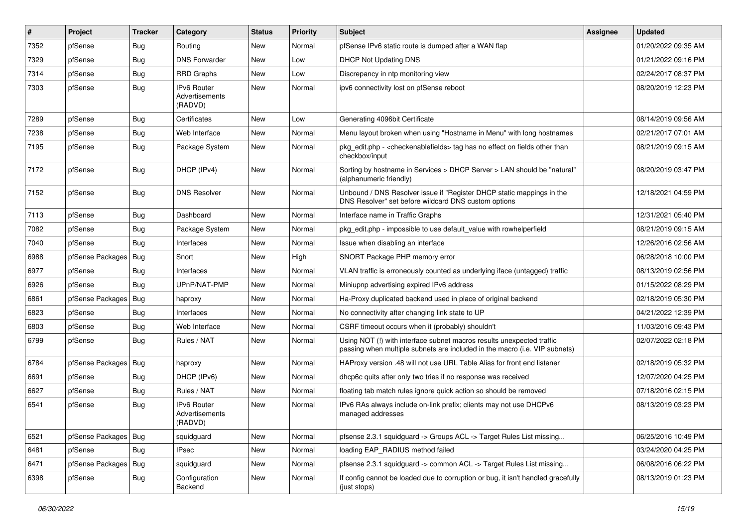| # | Project | Tracker | Category | Status | Priority | Subject | Assignee | Updated |
|---|---|---|---|---|---|---|---|---|
| 7352 | pfSense | Bug | Routing | New | Normal | pfSense IPv6 static route is dumped after a WAN flap | | 01/20/2022 09:35 AM |
| 7329 | pfSense | Bug | DNS Forwarder | New | Low | DHCP Not Updating DNS | | 01/21/2022 09:16 PM |
| 7314 | pfSense | Bug | RRD Graphs | New | Low | Discrepancy in ntp monitoring view | | 02/24/2017 08:37 PM |
| 7303 | pfSense | Bug | IPv6 Router Advertisements (RADVD) | New | Normal | ipv6 connectivity lost on pfSense reboot | | 08/20/2019 12:23 PM |
| 7289 | pfSense | Bug | Certificates | New | Low | Generating 4096bit Certificate | | 08/14/2019 09:56 AM |
| 7238 | pfSense | Bug | Web Interface | New | Normal | Menu layout broken when using "Hostname in Menu" with long hostnames | | 02/21/2017 07:01 AM |
| 7195 | pfSense | Bug | Package System | New | Normal | pkg_edit.php - <checkenablefields> tag has no effect on fields other than checkbox/input | | 08/21/2019 09:15 AM |
| 7172 | pfSense | Bug | DHCP (IPv4) | New | Normal | Sorting by hostname in Services > DHCP Server > LAN should be "natural" (alphanumeric friendly) | | 08/20/2019 03:47 PM |
| 7152 | pfSense | Bug | DNS Resolver | New | Normal | Unbound / DNS Resolver issue if "Register DHCP static mappings in the DNS Resolver" set before wildcard DNS custom options | | 12/18/2021 04:59 PM |
| 7113 | pfSense | Bug | Dashboard | New | Normal | Interface name in Traffic Graphs | | 12/31/2021 05:40 PM |
| 7082 | pfSense | Bug | Package System | New | Normal | pkg_edit.php - impossible to use default_value with rowhelperfield | | 08/21/2019 09:15 AM |
| 7040 | pfSense | Bug | Interfaces | New | Normal | Issue when disabling an interface | | 12/26/2016 02:56 AM |
| 6988 | pfSense Packages | Bug | Snort | New | High | SNORT Package PHP memory error | | 06/28/2018 10:00 PM |
| 6977 | pfSense | Bug | Interfaces | New | Normal | VLAN traffic is erroneously counted as underlying iface (untagged) traffic | | 08/13/2019 02:56 PM |
| 6926 | pfSense | Bug | UPnP/NAT-PMP | New | Normal | Miniupnp advertising expired IPv6 address | | 01/15/2022 08:29 PM |
| 6861 | pfSense Packages | Bug | haproxy | New | Normal | Ha-Proxy duplicated backend used in place of original backend | | 02/18/2019 05:30 PM |
| 6823 | pfSense | Bug | Interfaces | New | Normal | No connectivity after changing link state to UP | | 04/21/2022 12:39 PM |
| 6803 | pfSense | Bug | Web Interface | New | Normal | CSRF timeout occurs when it (probably) shouldn't | | 11/03/2016 09:43 PM |
| 6799 | pfSense | Bug | Rules / NAT | New | Normal | Using NOT (!) with interface subnet macros results unexpected traffic passing when multiple subnets are included in the macro (i.e. VIP subnets) | | 02/07/2022 02:18 PM |
| 6784 | pfSense Packages | Bug | haproxy | New | Normal | HAProxy version .48 will not use URL Table Alias for front end listener | | 02/18/2019 05:32 PM |
| 6691 | pfSense | Bug | DHCP (IPv6) | New | Normal | dhcp6c quits after only two tries if no response was received | | 12/07/2020 04:25 PM |
| 6627 | pfSense | Bug | Rules / NAT | New | Normal | floating tab match rules ignore quick action so should be removed | | 07/18/2016 02:15 PM |
| 6541 | pfSense | Bug | IPv6 Router Advertisements (RADVD) | New | Normal | IPv6 RAs always include on-link prefix; clients may not use DHCPv6 managed addresses | | 08/13/2019 03:23 PM |
| 6521 | pfSense Packages | Bug | squidguard | New | Normal | pfsense 2.3.1 squidguard -> Groups ACL -> Target Rules List missing... | | 06/25/2016 10:49 PM |
| 6481 | pfSense | Bug | IPsec | New | Normal | loading EAP_RADIUS method failed | | 03/24/2020 04:25 PM |
| 6471 | pfSense Packages | Bug | squidguard | New | Normal | pfsense 2.3.1 squidguard -> common ACL -> Target Rules List missing... | | 06/08/2016 06:22 PM |
| 6398 | pfSense | Bug | Configuration Backend | New | Normal | If config cannot be loaded due to corruption or bug, it isn't handled gracefully (just stops) | | 08/13/2019 01:23 PM |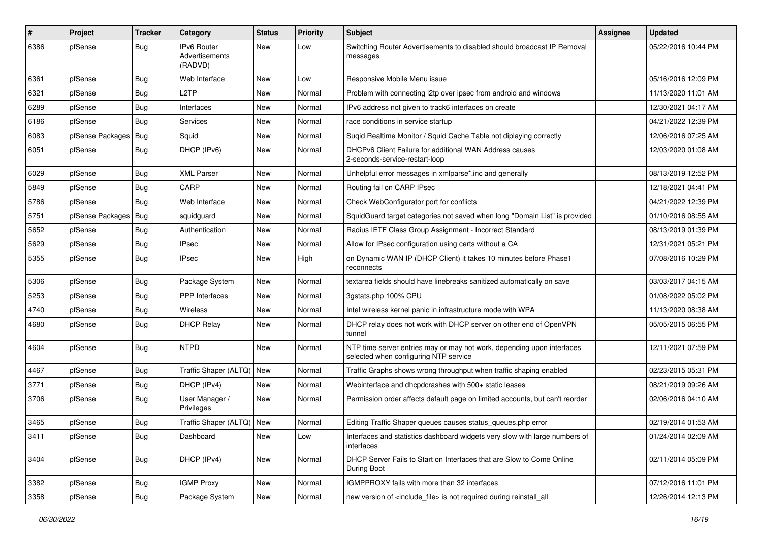| # | Project | Tracker | Category | Status | Priority | Subject | Assignee | Updated |
|---|---|---|---|---|---|---|---|---|
| 6386 | pfSense | Bug | IPv6 Router Advertisements (RADVD) | New | Low | Switching Router Advertisements to disabled should broadcast IP Removal messages | | 05/22/2016 10:44 PM |
| 6361 | pfSense | Bug | Web Interface | New | Low | Responsive Mobile Menu issue | | 05/16/2016 12:09 PM |
| 6321 | pfSense | Bug | L2TP | New | Normal | Problem with connecting l2tp over ipsec from android and windows | | 11/13/2020 11:01 AM |
| 6289 | pfSense | Bug | Interfaces | New | Normal | IPv6 address not given to track6 interfaces on create | | 12/30/2021 04:17 AM |
| 6186 | pfSense | Bug | Services | New | Normal | race conditions in service startup | | 04/21/2022 12:39 PM |
| 6083 | pfSense Packages | Bug | Squid | New | Normal | Suqid Realtime Monitor / Squid Cache Table not diplaying correctly | | 12/06/2016 07:25 AM |
| 6051 | pfSense | Bug | DHCP (IPv6) | New | Normal | DHCPv6 Client Failure for additional WAN Address causes 2-seconds-service-restart-loop | | 12/03/2020 01:08 AM |
| 6029 | pfSense | Bug | XML Parser | New | Normal | Unhelpful error messages in xmlparse*.inc and generally | | 08/13/2019 12:52 PM |
| 5849 | pfSense | Bug | CARP | New | Normal | Routing fail on CARP IPsec | | 12/18/2021 04:41 PM |
| 5786 | pfSense | Bug | Web Interface | New | Normal | Check WebConfigurator port for conflicts | | 04/21/2022 12:39 PM |
| 5751 | pfSense Packages | Bug | squidguard | New | Normal | SquidGuard target categories not saved when long "Domain List" is provided | | 01/10/2016 08:55 AM |
| 5652 | pfSense | Bug | Authentication | New | Normal | Radius IETF Class Group Assignment - Incorrect Standard | | 08/13/2019 01:39 PM |
| 5629 | pfSense | Bug | IPsec | New | Normal | Allow for IPsec configuration using certs without a CA | | 12/31/2021 05:21 PM |
| 5355 | pfSense | Bug | IPsec | New | High | on Dynamic WAN IP (DHCP Client) it takes 10 minutes before Phase1 reconnects | | 07/08/2016 10:29 PM |
| 5306 | pfSense | Bug | Package System | New | Normal | textarea fields should have linebreaks sanitized automatically on save | | 03/03/2017 04:15 AM |
| 5253 | pfSense | Bug | PPP Interfaces | New | Normal | 3gstats.php 100% CPU | | 01/08/2022 05:02 PM |
| 4740 | pfSense | Bug | Wireless | New | Normal | Intel wireless kernel panic in infrastructure mode with WPA | | 11/13/2020 08:38 AM |
| 4680 | pfSense | Bug | DHCP Relay | New | Normal | DHCP relay does not work with DHCP server on other end of OpenVPN tunnel | | 05/05/2015 06:55 PM |
| 4604 | pfSense | Bug | NTPD | New | Normal | NTP time server entries may or may not work, depending upon interfaces selected when configuring NTP service | | 12/11/2021 07:59 PM |
| 4467 | pfSense | Bug | Traffic Shaper (ALTQ) | New | Normal | Traffic Graphs shows wrong throughput when traffic shaping enabled | | 02/23/2015 05:31 PM |
| 3771 | pfSense | Bug | DHCP (IPv4) | New | Normal | Webinterface and dhcpdcrashes with 500+ static leases | | 08/21/2019 09:26 AM |
| 3706 | pfSense | Bug | User Manager / Privileges | New | Normal | Permission order affects default page on limited accounts, but can't reorder | | 02/06/2016 04:10 AM |
| 3465 | pfSense | Bug | Traffic Shaper (ALTQ) | New | Normal | Editing Traffic Shaper queues causes status_queues.php error | | 02/19/2014 01:53 AM |
| 3411 | pfSense | Bug | Dashboard | New | Low | Interfaces and statistics dashboard widgets very slow with large numbers of interfaces | | 01/24/2014 02:09 AM |
| 3404 | pfSense | Bug | DHCP (IPv4) | New | Normal | DHCP Server Fails to Start on Interfaces that are Slow to Come Online During Boot | | 02/11/2014 05:09 PM |
| 3382 | pfSense | Bug | IGMP Proxy | New | Normal | IGMPPROXY fails with more than 32 interfaces | | 07/12/2016 11:01 PM |
| 3358 | pfSense | Bug | Package System | New | Normal | new version of <include_file> is not required during reinstall_all | | 12/26/2014 12:13 PM |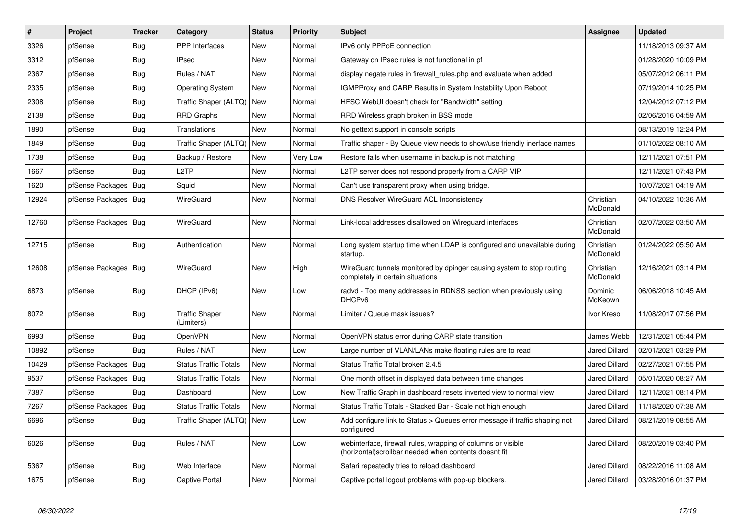| # | Project | Tracker | Category | Status | Priority | Subject | Assignee | Updated |
|---|---|---|---|---|---|---|---|---|
| 3326 | pfSense | Bug | PPP Interfaces | New | Normal | IPv6 only PPPoE connection | | 11/18/2013 09:37 AM |
| 3312 | pfSense | Bug | IPsec | New | Normal | Gateway on IPsec rules is not functional in pf | | 01/28/2020 10:09 PM |
| 2367 | pfSense | Bug | Rules / NAT | New | Normal | display negate rules in firewall_rules.php and evaluate when added | | 05/07/2012 06:11 PM |
| 2335 | pfSense | Bug | Operating System | New | Normal | IGMPProxy and CARP Results in System Instability Upon Reboot | | 07/19/2014 10:25 PM |
| 2308 | pfSense | Bug | Traffic Shaper (ALTQ) | New | Normal | HFSC WebUI doesn't check for "Bandwidth" setting | | 12/04/2012 07:12 PM |
| 2138 | pfSense | Bug | RRD Graphs | New | Normal | RRD Wireless graph broken in BSS mode | | 02/06/2016 04:59 AM |
| 1890 | pfSense | Bug | Translations | New | Normal | No gettext support in console scripts | | 08/13/2019 12:24 PM |
| 1849 | pfSense | Bug | Traffic Shaper (ALTQ) | New | Normal | Traffic shaper - By Queue view needs to show/use friendly inerface names | | 01/10/2022 08:10 AM |
| 1738 | pfSense | Bug | Backup / Restore | New | Very Low | Restore fails when username in backup is not matching | | 12/11/2021 07:51 PM |
| 1667 | pfSense | Bug | L2TP | New | Normal | L2TP server does not respond properly from a CARP VIP | | 12/11/2021 07:43 PM |
| 1620 | pfSense Packages | Bug | Squid | New | Normal | Can't use transparent proxy when using bridge. | | 10/07/2021 04:19 AM |
| 12924 | pfSense Packages | Bug | WireGuard | New | Normal | DNS Resolver WireGuard ACL Inconsistency | Christian McDonald | 04/10/2022 10:36 AM |
| 12760 | pfSense Packages | Bug | WireGuard | New | Normal | Link-local addresses disallowed on Wireguard interfaces | Christian McDonald | 02/07/2022 03:50 AM |
| 12715 | pfSense | Bug | Authentication | New | Normal | Long system startup time when LDAP is configured and unavailable during startup. | Christian McDonald | 01/24/2022 05:50 AM |
| 12608 | pfSense Packages | Bug | WireGuard | New | High | WireGuard tunnels monitored by dpinger causing system to stop routing completely in certain situations | Christian McDonald | 12/16/2021 03:14 PM |
| 6873 | pfSense | Bug | DHCP (IPv6) | New | Low | radvd - Too many addresses in RDNSS section when previously using DHCPv6 | Dominic McKeown | 06/06/2018 10:45 AM |
| 8072 | pfSense | Bug | Traffic Shaper (Limiters) | New | Normal | Limiter / Queue mask issues? | Ivor Kreso | 11/08/2017 07:56 PM |
| 6993 | pfSense | Bug | OpenVPN | New | Normal | OpenVPN status error during CARP state transition | James Webb | 12/31/2021 05:44 PM |
| 10892 | pfSense | Bug | Rules / NAT | New | Low | Large number of VLAN/LANs make floating rules are to read | Jared Dillard | 02/01/2021 03:29 PM |
| 10429 | pfSense Packages | Bug | Status Traffic Totals | New | Normal | Status Traffic Total broken 2.4.5 | Jared Dillard | 02/27/2021 07:55 PM |
| 9537 | pfSense Packages | Bug | Status Traffic Totals | New | Normal | One month offset in displayed data between time changes | Jared Dillard | 05/01/2020 08:27 AM |
| 7387 | pfSense | Bug | Dashboard | New | Low | New Traffic Graph in dashboard resets inverted view to normal view | Jared Dillard | 12/11/2021 08:14 PM |
| 7267 | pfSense Packages | Bug | Status Traffic Totals | New | Normal | Status Traffic Totals - Stacked Bar - Scale not high enough | Jared Dillard | 11/18/2020 07:38 AM |
| 6696 | pfSense | Bug | Traffic Shaper (ALTQ) | New | Low | Add configure link to Status > Queues error message if traffic shaping not configured | Jared Dillard | 08/21/2019 08:55 AM |
| 6026 | pfSense | Bug | Rules / NAT | New | Low | webinterface, firewall rules, wrapping of columns or visible (horizontal)scrollbar needed when contents doesnt fit | Jared Dillard | 08/20/2019 03:40 PM |
| 5367 | pfSense | Bug | Web Interface | New | Normal | Safari repeatedly tries to reload dashboard | Jared Dillard | 08/22/2016 11:08 AM |
| 1675 | pfSense | Bug | Captive Portal | New | Normal | Captive portal logout problems with pop-up blockers. | Jared Dillard | 03/28/2016 01:37 PM |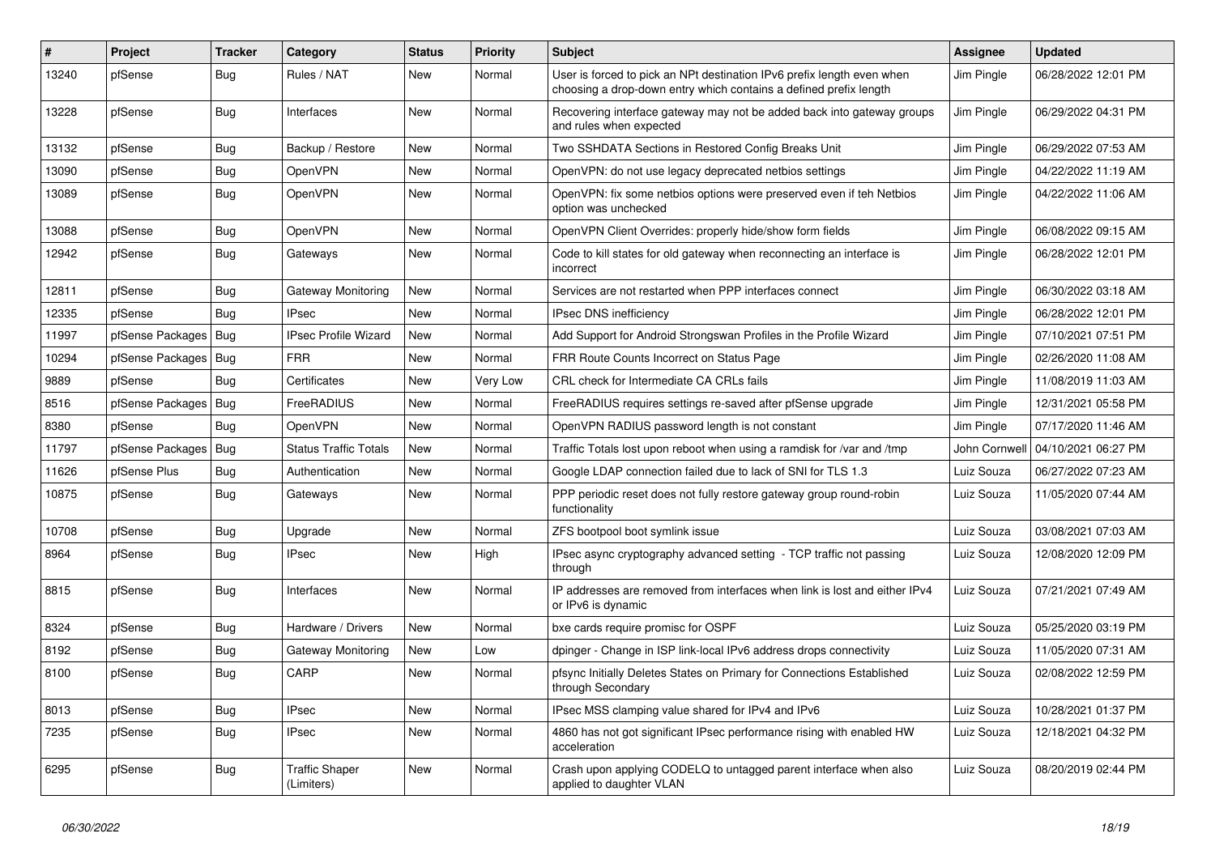| # | Project | Tracker | Category | Status | Priority | Subject | Assignee | Updated |
|---|---|---|---|---|---|---|---|---|
| 13240 | pfSense | Bug | Rules / NAT | New | Normal | User is forced to pick an NPt destination IPv6 prefix length even when choosing a drop-down entry which contains a defined prefix length | Jim Pingle | 06/28/2022 12:01 PM |
| 13228 | pfSense | Bug | Interfaces | New | Normal | Recovering interface gateway may not be added back into gateway groups and rules when expected | Jim Pingle | 06/29/2022 04:31 PM |
| 13132 | pfSense | Bug | Backup / Restore | New | Normal | Two SSHDATA Sections in Restored Config Breaks Unit | Jim Pingle | 06/29/2022 07:53 AM |
| 13090 | pfSense | Bug | OpenVPN | New | Normal | OpenVPN: do not use legacy deprecated netbios settings | Jim Pingle | 04/22/2022 11:19 AM |
| 13089 | pfSense | Bug | OpenVPN | New | Normal | OpenVPN: fix some netbios options were preserved even if teh Netbios option was unchecked | Jim Pingle | 04/22/2022 11:06 AM |
| 13088 | pfSense | Bug | OpenVPN | New | Normal | OpenVPN Client Overrides: properly hide/show form fields | Jim Pingle | 06/08/2022 09:15 AM |
| 12942 | pfSense | Bug | Gateways | New | Normal | Code to kill states for old gateway when reconnecting an interface is incorrect | Jim Pingle | 06/28/2022 12:01 PM |
| 12811 | pfSense | Bug | Gateway Monitoring | New | Normal | Services are not restarted when PPP interfaces connect | Jim Pingle | 06/30/2022 03:18 AM |
| 12335 | pfSense | Bug | IPsec | New | Normal | IPsec DNS inefficiency | Jim Pingle | 06/28/2022 12:01 PM |
| 11997 | pfSense Packages | Bug | IPsec Profile Wizard | New | Normal | Add Support for Android Strongswan Profiles in the Profile Wizard | Jim Pingle | 07/10/2021 07:51 PM |
| 10294 | pfSense Packages | Bug | FRR | New | Normal | FRR Route Counts Incorrect on Status Page | Jim Pingle | 02/26/2020 11:08 AM |
| 9889 | pfSense | Bug | Certificates | New | Very Low | CRL check for Intermediate CA CRLs fails | Jim Pingle | 11/08/2019 11:03 AM |
| 8516 | pfSense Packages | Bug | FreeRADIUS | New | Normal | FreeRADIUS requires settings re-saved after pfSense upgrade | Jim Pingle | 12/31/2021 05:58 PM |
| 8380 | pfSense | Bug | OpenVPN | New | Normal | OpenVPN RADIUS password length is not constant | Jim Pingle | 07/17/2020 11:46 AM |
| 11797 | pfSense Packages | Bug | Status Traffic Totals | New | Normal | Traffic Totals lost upon reboot when using a ramdisk for /var and /tmp | John Cornwell | 04/10/2021 06:27 PM |
| 11626 | pfSense Plus | Bug | Authentication | New | Normal | Google LDAP connection failed due to lack of SNI for TLS 1.3 | Luiz Souza | 06/27/2022 07:23 AM |
| 10875 | pfSense | Bug | Gateways | New | Normal | PPP periodic reset does not fully restore gateway group round-robin functionality | Luiz Souza | 11/05/2020 07:44 AM |
| 10708 | pfSense | Bug | Upgrade | New | Normal | ZFS bootpool boot symlink issue | Luiz Souza | 03/08/2021 07:03 AM |
| 8964 | pfSense | Bug | IPsec | New | High | IPsec async cryptography advanced setting - TCP traffic not passing through | Luiz Souza | 12/08/2020 12:09 PM |
| 8815 | pfSense | Bug | Interfaces | New | Normal | IP addresses are removed from interfaces when link is lost and either IPv4 or IPv6 is dynamic | Luiz Souza | 07/21/2021 07:49 AM |
| 8324 | pfSense | Bug | Hardware / Drivers | New | Normal | bxe cards require promisc for OSPF | Luiz Souza | 05/25/2020 03:19 PM |
| 8192 | pfSense | Bug | Gateway Monitoring | New | Low | dpinger - Change in ISP link-local IPv6 address drops connectivity | Luiz Souza | 11/05/2020 07:31 AM |
| 8100 | pfSense | Bug | CARP | New | Normal | pfsync Initially Deletes States on Primary for Connections Established through Secondary | Luiz Souza | 02/08/2022 12:59 PM |
| 8013 | pfSense | Bug | IPsec | New | Normal | IPsec MSS clamping value shared for IPv4 and IPv6 | Luiz Souza | 10/28/2021 01:37 PM |
| 7235 | pfSense | Bug | IPsec | New | Normal | 4860 has not got significant IPsec performance rising with enabled HW acceleration | Luiz Souza | 12/18/2021 04:32 PM |
| 6295 | pfSense | Bug | Traffic Shaper (Limiters) | New | Normal | Crash upon applying CODELQ to untagged parent interface when also applied to daughter VLAN | Luiz Souza | 08/20/2019 02:44 PM |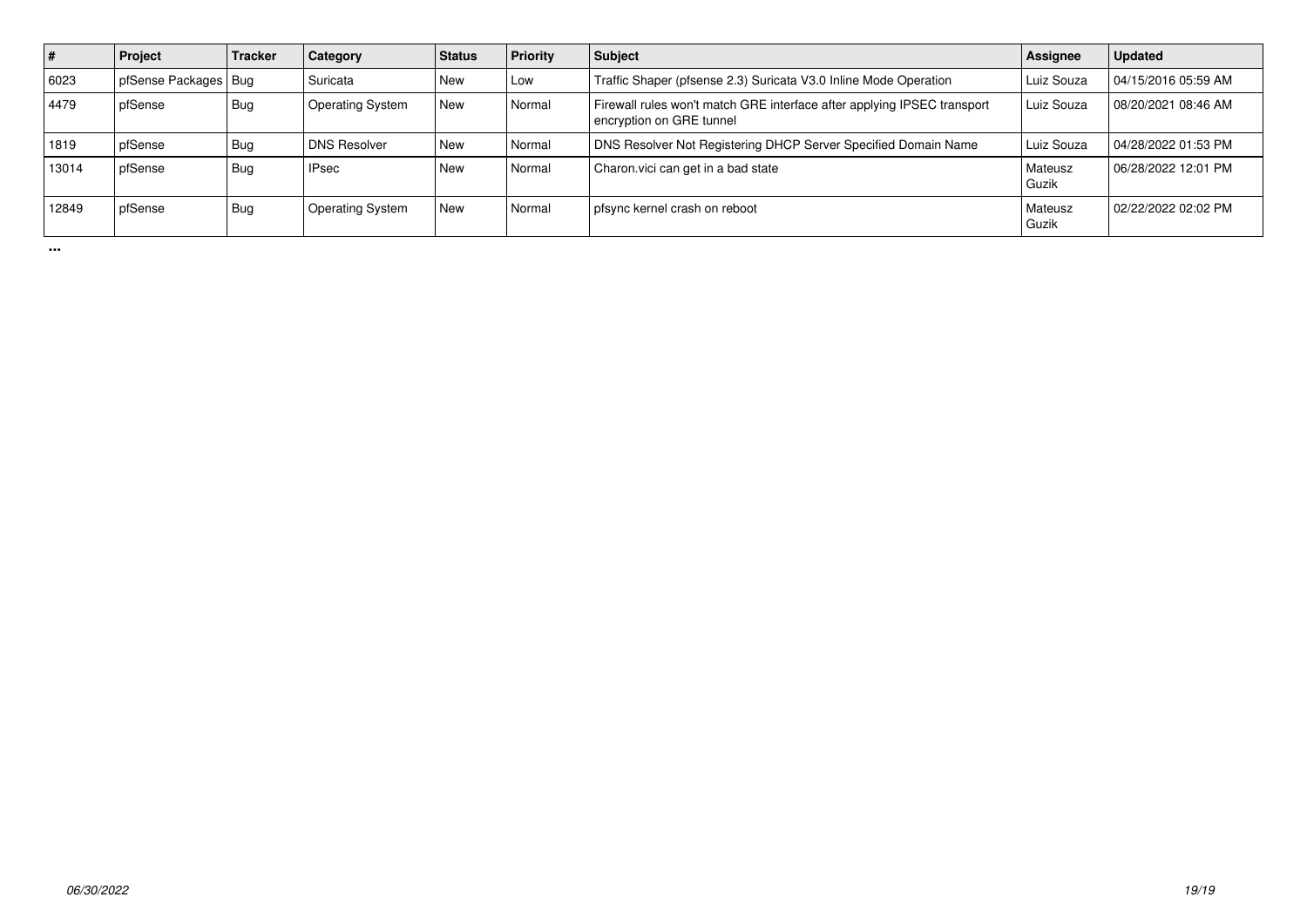| # | Project | Tracker | Category | Status | Priority | Subject | Assignee | Updated |
|---|---|---|---|---|---|---|---|---|
| 6023 | pfSense Packages | Bug | Suricata | New | Low | Traffic Shaper (pfsense 2.3) Suricata V3.0 Inline Mode Operation | Luiz Souza | 04/15/2016 05:59 AM |
| 4479 | pfSense | Bug | Operating System | New | Normal | Firewall rules won't match GRE interface after applying IPSEC transport encryption on GRE tunnel | Luiz Souza | 08/20/2021 08:46 AM |
| 1819 | pfSense | Bug | DNS Resolver | New | Normal | DNS Resolver Not Registering DHCP Server Specified Domain Name | Luiz Souza | 04/28/2022 01:53 PM |
| 13014 | pfSense | Bug | IPsec | New | Normal | Charon.vici can get in a bad state | Mateusz Guzik | 06/28/2022 12:01 PM |
| 12849 | pfSense | Bug | Operating System | New | Normal | pfsync kernel crash on reboot | Mateusz Guzik | 02/22/2022 02:02 PM |

...